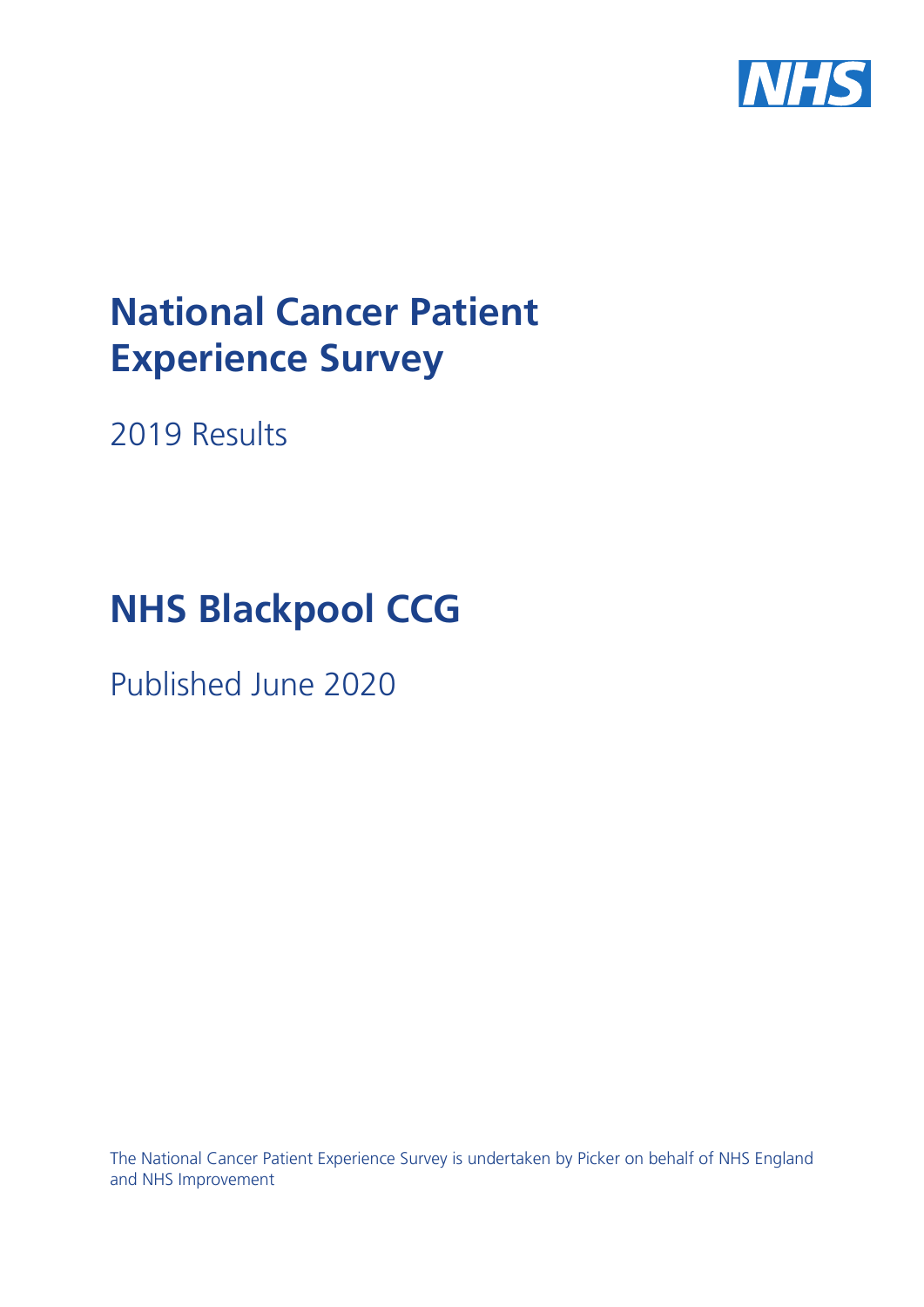# National Cancer Patient Experience Survey

2019 Results

# NHS Blackpool CCG

Published June 2020

The National Cancer Patient Experience Survey is undertaken by Picker on behalf of NHS England and NHS Improvement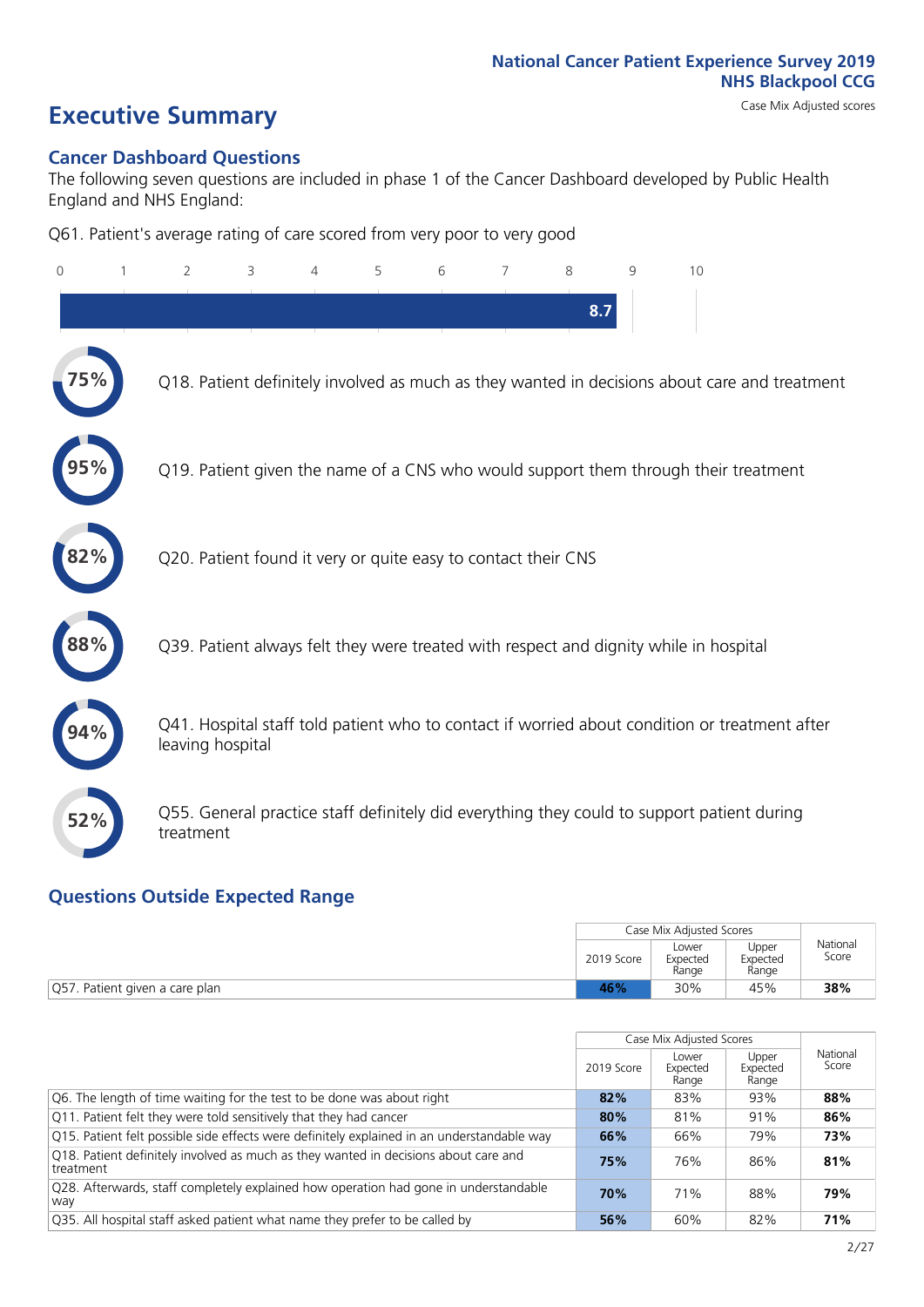# Executive Summary

National Cancer Patient Experience Survey 2019
NHS Blackpool CCG
Case Mix Adjusted scores

## Cancer Dashboard Questions

The following seven questions are included in phase 1 of the Cancer Dashboard developed by Public Health England and NHS England:

Q61. Patient's average rating of care scored from very poor to very good

8.7

- 75% Q18. Patient definitely involved as much as they wanted in decisions about care and treatment
- 95% Q19. Patient given the name of a CNS who would support them through their treatment
- 82% Q20. Patient found it very or quite easy to contact their CNS
- 88% Q39. Patient always felt they were treated with respect and dignity while in hospital
- 94% Q41. Hospital staff told patient who to contact if worried about condition or treatment after leaving hospital
- 52% Q55. General practice staff definitely did everything they could to support patient during treatment

## Questions Outside Expected Range

| | Case Mix Adjusted Scores | | | National Score |
|---|---|---|---|---|
| | 2019 Score | Lower Expected Range | Upper Expected Range | |
| Q57. Patient given a care plan | **46%** | 30% | 45% | **38%** |

| | Case Mix Adjusted Scores | | | National Score |
|---|---|---|---|---|
| | 2019 Score | Lower Expected Range | Upper Expected Range | |
| Q6. The length of time waiting for the test to be done was about right | **82%** | 83% | 93% | **88%** |
| Q11. Patient felt they were told sensitively that they had cancer | **80%** | 81% | 91% | **86%** |
| Q15. Patient felt possible side effects were definitely explained in an understandable way | **66%** | 66% | 79% | **73%** |
| Q18. Patient definitely involved as much as they wanted in decisions about care and treatment | **75%** | 76% | 86% | **81%** |
| Q28. Afterwards, staff completely explained how operation had gone in understandable way | **70%** | 71% | 88% | **79%** |
| Q35. All hospital staff asked patient what name they prefer to be called by | **56%** | 60% | 82% | **71%** |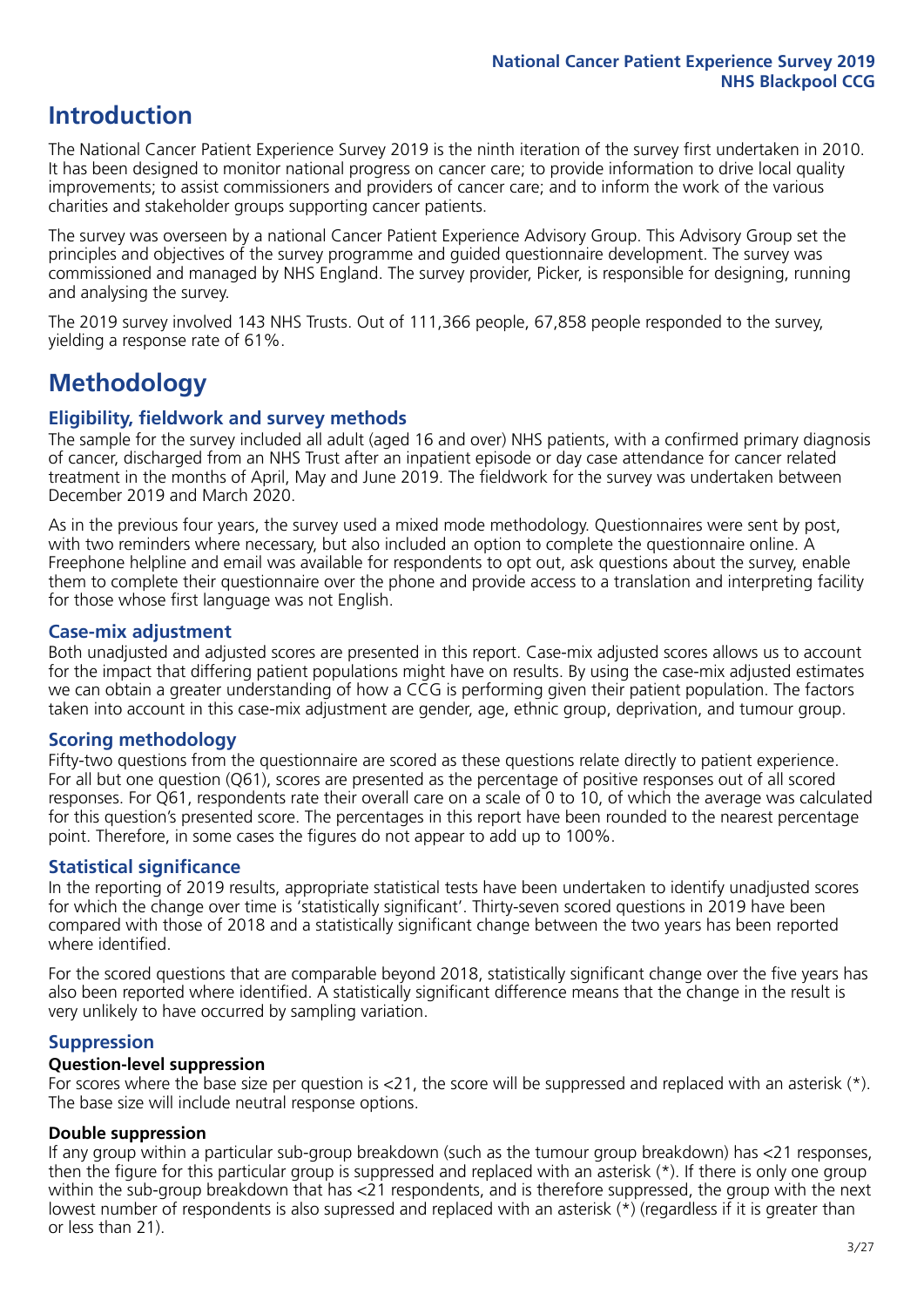# Introduction

The National Cancer Patient Experience Survey 2019 is the ninth iteration of the survey first undertaken in 2010. It has been designed to monitor national progress on cancer care; to provide information to drive local quality improvements; to assist commissioners and providers of cancer care; and to inform the work of the various charities and stakeholder groups supporting cancer patients.

The survey was overseen by a national Cancer Patient Experience Advisory Group. This Advisory Group set the principles and objectives of the survey programme and guided questionnaire development. The survey was commissioned and managed by NHS England. The survey provider, Picker, is responsible for designing, running and analysing the survey.

The 2019 survey involved 143 NHS Trusts. Out of 111,366 people, 67,858 people responded to the survey, yielding a response rate of 61%.

# Methodology

## Eligibility, fieldwork and survey methods

The sample for the survey included all adult (aged 16 and over) NHS patients, with a confirmed primary diagnosis of cancer, discharged from an NHS Trust after an inpatient episode or day case attendance for cancer related treatment in the months of April, May and June 2019. The fieldwork for the survey was undertaken between December 2019 and March 2020.

As in the previous four years, the survey used a mixed mode methodology. Questionnaires were sent by post, with two reminders where necessary, but also included an option to complete the questionnaire online. A Freephone helpline and email was available for respondents to opt out, ask questions about the survey, enable them to complete their questionnaire over the phone and provide access to a translation and interpreting facility for those whose first language was not English.

## Case-mix adjustment

Both unadjusted and adjusted scores are presented in this report. Case-mix adjusted scores allows us to account for the impact that differing patient populations might have on results. By using the case-mix adjusted estimates we can obtain a greater understanding of how a CCG is performing given their patient population. The factors taken into account in this case-mix adjustment are gender, age, ethnic group, deprivation, and tumour group.

## Scoring methodology

Fifty-two questions from the questionnaire are scored as these questions relate directly to patient experience. For all but one question (Q61), scores are presented as the percentage of positive responses out of all scored responses. For Q61, respondents rate their overall care on a scale of 0 to 10, of which the average was calculated for this question's presented score. The percentages in this report have been rounded to the nearest percentage point. Therefore, in some cases the figures do not appear to add up to 100%.

## Statistical significance

In the reporting of 2019 results, appropriate statistical tests have been undertaken to identify unadjusted scores for which the change over time is 'statistically significant'. Thirty-seven scored questions in 2019 have been compared with those of 2018 and a statistically significant change between the two years has been reported where identified.

For the scored questions that are comparable beyond 2018, statistically significant change over the five years has also been reported where identified. A statistically significant difference means that the change in the result is very unlikely to have occurred by sampling variation.

## Suppression

### Question-level suppression

For scores where the base size per question is <21, the score will be suppressed and replaced with an asterisk (*). The base size will include neutral response options.

### Double suppression

If any group within a particular sub-group breakdown (such as the tumour group breakdown) has <21 responses, then the figure for this particular group is suppressed and replaced with an asterisk (*). If there is only one group within the sub-group breakdown that has <21 respondents, and is therefore suppressed, the group with the next lowest number of respondents is also supressed and replaced with an asterisk (*) (regardless if it is greater than or less than 21).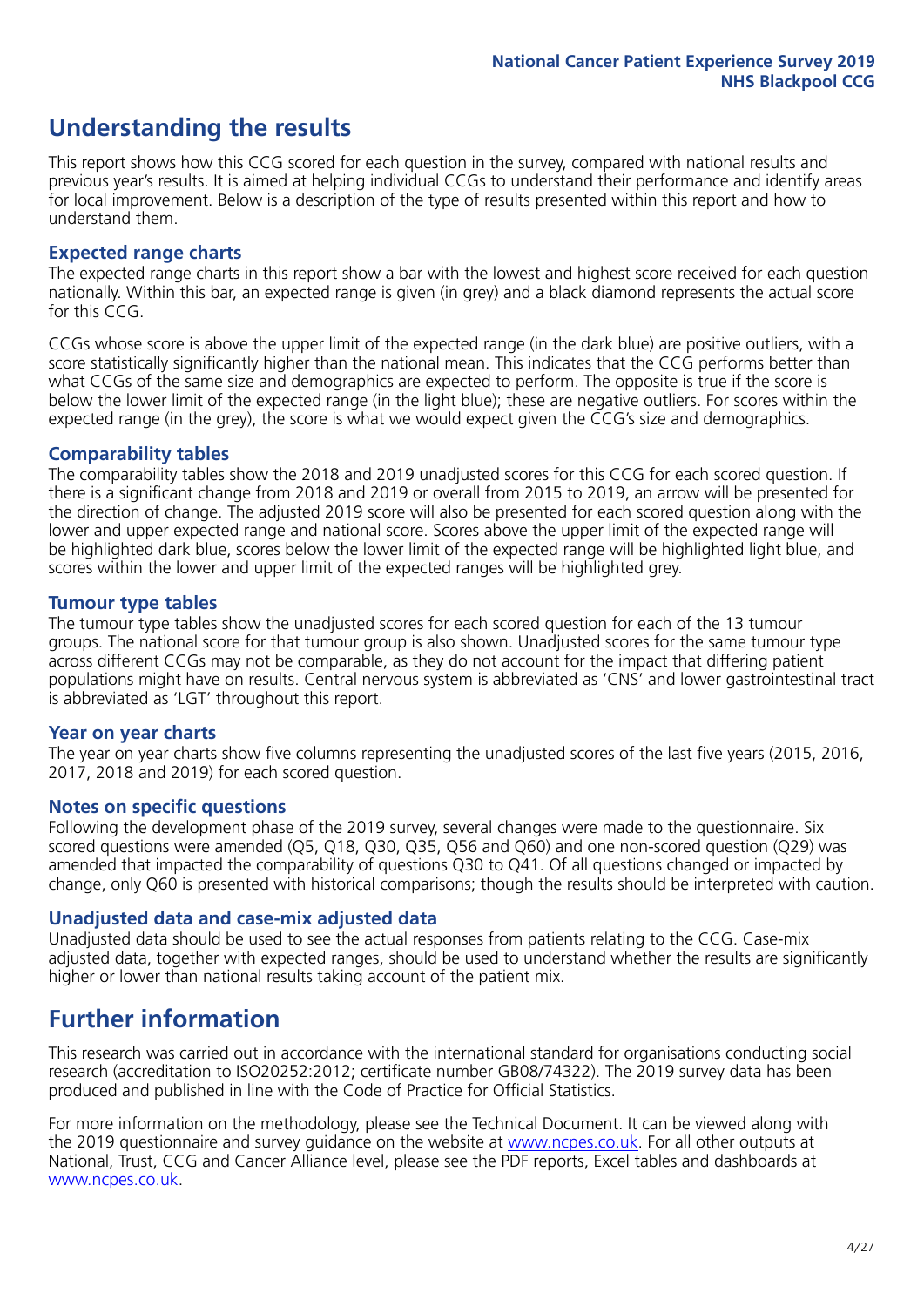## Understanding the results

This report shows how this CCG scored for each question in the survey, compared with national results and previous year's results. It is aimed at helping individual CCGs to understand their performance and identify areas for local improvement. Below is a description of the type of results presented within this report and how to understand them.

### Expected range charts

The expected range charts in this report show a bar with the lowest and highest score received for each question nationally. Within this bar, an expected range is given (in grey) and a black diamond represents the actual score for this CCG.

CCGs whose score is above the upper limit of the expected range (in the dark blue) are positive outliers, with a score statistically significantly higher than the national mean. This indicates that the CCG performs better than what CCGs of the same size and demographics are expected to perform. The opposite is true if the score is below the lower limit of the expected range (in the light blue); these are negative outliers. For scores within the expected range (in the grey), the score is what we would expect given the CCG's size and demographics.

### Comparability tables

The comparability tables show the 2018 and 2019 unadjusted scores for this CCG for each scored question. If there is a significant change from 2018 and 2019 or overall from 2015 to 2019, an arrow will be presented for the direction of change. The adjusted 2019 score will also be presented for each scored question along with the lower and upper expected range and national score. Scores above the upper limit of the expected range will be highlighted dark blue, scores below the lower limit of the expected range will be highlighted light blue, and scores within the lower and upper limit of the expected ranges will be highlighted grey.

### Tumour type tables

The tumour type tables show the unadjusted scores for each scored question for each of the 13 tumour groups. The national score for that tumour group is also shown. Unadjusted scores for the same tumour type across different CCGs may not be comparable, as they do not account for the impact that differing patient populations might have on results. Central nervous system is abbreviated as 'CNS' and lower gastrointestinal tract is abbreviated as 'LGT' throughout this report.

### Year on year charts

The year on year charts show five columns representing the unadjusted scores of the last five years (2015, 2016, 2017, 2018 and 2019) for each scored question.

### Notes on specific questions

Following the development phase of the 2019 survey, several changes were made to the questionnaire. Six scored questions were amended (Q5, Q18, Q30, Q35, Q56 and Q60) and one non-scored question (Q29) was amended that impacted the comparability of questions Q30 to Q41. Of all questions changed or impacted by change, only Q60 is presented with historical comparisons; though the results should be interpreted with caution.

### Unadjusted data and case-mix adjusted data

Unadjusted data should be used to see the actual responses from patients relating to the CCG. Case-mix adjusted data, together with expected ranges, should be used to understand whether the results are significantly higher or lower than national results taking account of the patient mix.

## Further information

This research was carried out in accordance with the international standard for organisations conducting social research (accreditation to ISO20252:2012; certificate number GB08/74322). The 2019 survey data has been produced and published in line with the Code of Practice for Official Statistics.

For more information on the methodology, please see the Technical Document. It can be viewed along with the 2019 questionnaire and survey guidance on the website at www.ncpes.co.uk. For all other outputs at National, Trust, CCG and Cancer Alliance level, please see the PDF reports, Excel tables and dashboards at www.ncpes.co.uk.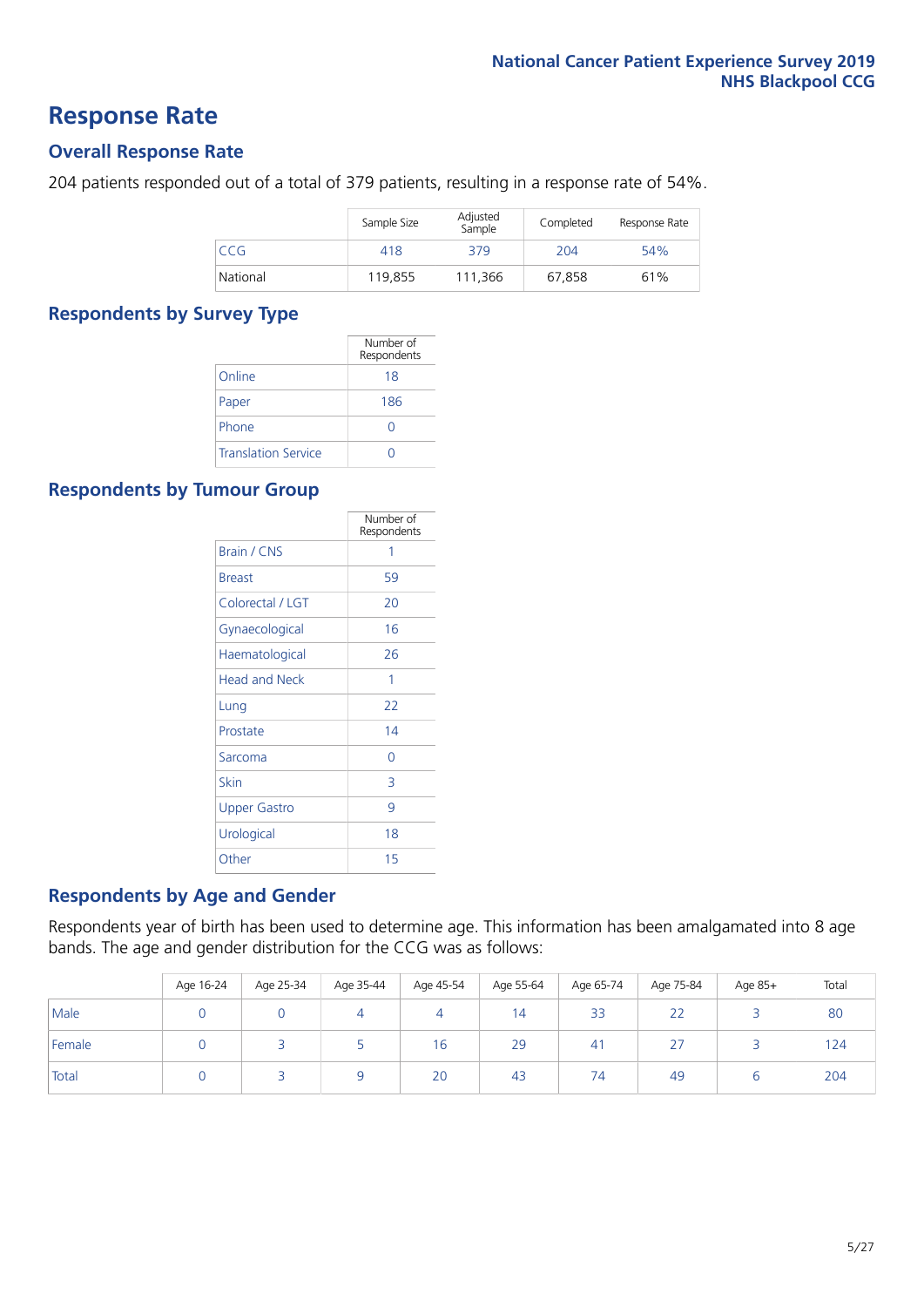# Response Rate

## Overall Response Rate

204 patients responded out of a total of 379 patients, resulting in a response rate of 54%.

| | Sample Size | Adjusted Sample | Completed | Response Rate |
|---|---|---|---|---|
| CCG | 418 | 379 | 204 | 54% |
| National | 119,855 | 111,366 | 67,858 | 61% |

## Respondents by Survey Type

| | Number of Respondents |
|---|---|
| Online | 18 |
| Paper | 186 |
| Phone | 0 |
| Translation Service | 0 |

## Respondents by Tumour Group

| | Number of Respondents |
|---|---|
| Brain / CNS | 1 |
| Breast | 59 |
| Colorectal / LGT | 20 |
| Gynaecological | 16 |
| Haematological | 26 |
| Head and Neck | 1 |
| Lung | 22 |
| Prostate | 14 |
| Sarcoma | 0 |
| Skin | 3 |
| Upper Gastro | 9 |
| Urological | 18 |
| Other | 15 |

## Respondents by Age and Gender

Respondents year of birth has been used to determine age. This information has been amalgamated into 8 age bands. The age and gender distribution for the CCG was as follows:

| | Age 16-24 | Age 25-34 | Age 35-44 | Age 45-54 | Age 55-64 | Age 65-74 | Age 75-84 | Age 85+ | Total |
|---|---|---|---|---|---|---|---|---|---|
| Male | 0 | 0 | 4 | 4 | 14 | 33 | 22 | 3 | 80 |
| Female | 0 | 3 | 5 | 16 | 29 | 41 | 27 | 3 | 124 |
| Total | 0 | 3 | 9 | 20 | 43 | 74 | 49 | 6 | 204 |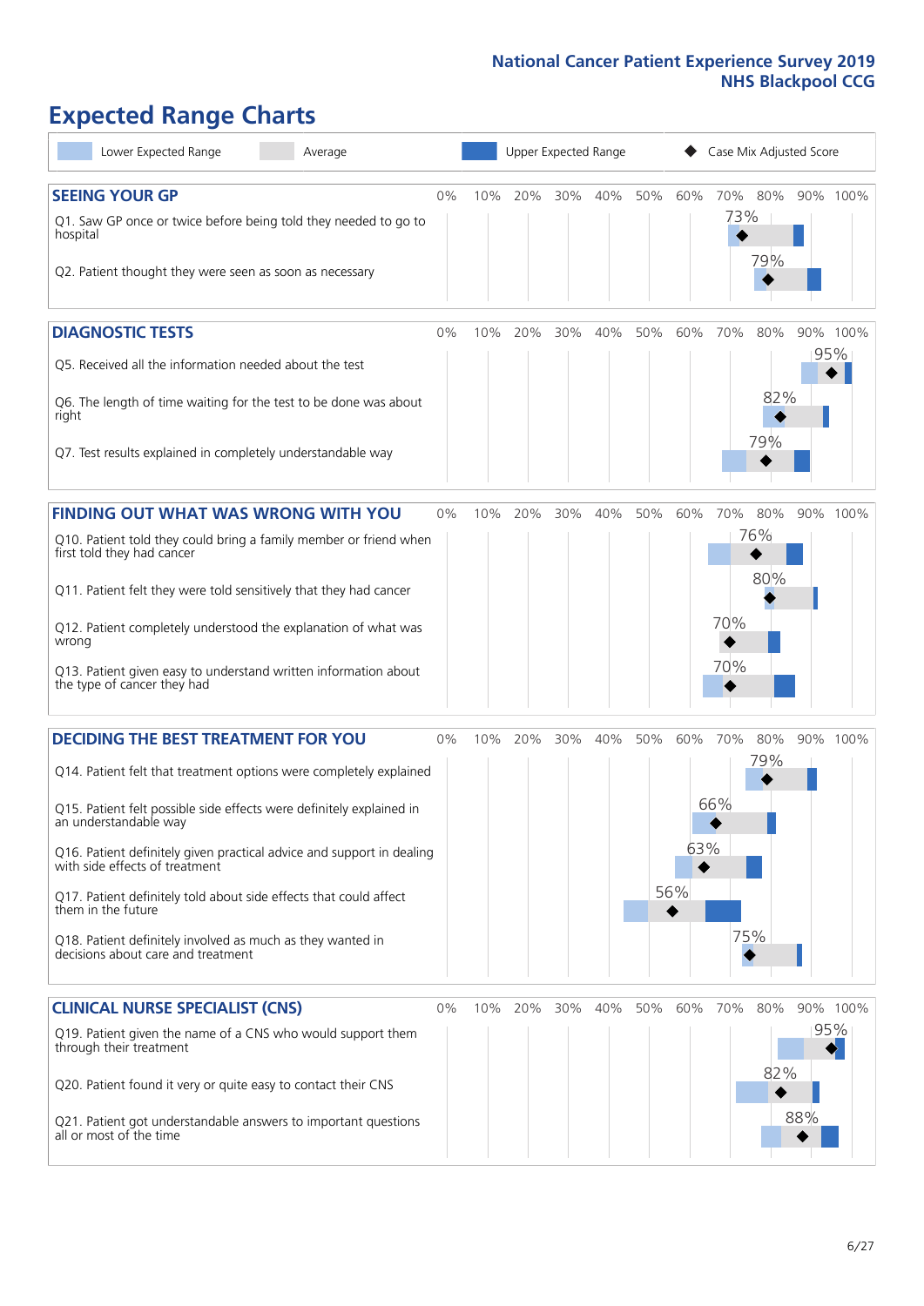# Expected Range Charts

Lower Expected Range | Average | Upper Expected Range | Case Mix Adjusted Score

## SEEING YOUR GP

| Question | Case Mix Adjusted Score |
|---|---|
| Q1. Saw GP once or twice before being told they needed to go to hospital | 73% |
| Q2. Patient thought they were seen as soon as necessary | 79% |

## DIAGNOSTIC TESTS

| Question | Case Mix Adjusted Score |
|---|---|
| Q5. Received all the information needed about the test | 95% |
| Q6. The length of time waiting for the test to be done was about right | 82% |
| Q7. Test results explained in completely understandable way | 79% |

## FINDING OUT WHAT WAS WRONG WITH YOU

| Question | Case Mix Adjusted Score |
|---|---|
| Q10. Patient told they could bring a family member or friend when first told they had cancer | 76% |
| Q11. Patient felt they were told sensitively that they had cancer | 80% |
| Q12. Patient completely understood the explanation of what was wrong | 70% |
| Q13. Patient given easy to understand written information about the type of cancer they had | 70% |

## DECIDING THE BEST TREATMENT FOR YOU

| Question | Case Mix Adjusted Score |
|---|---|
| Q14. Patient felt that treatment options were completely explained | 79% |
| Q15. Patient felt possible side effects were definitely explained in an understandable way | 66% |
| Q16. Patient definitely given practical advice and support in dealing with side effects of treatment | 63% |
| Q17. Patient definitely told about side effects that could affect them in the future | 56% |
| Q18. Patient definitely involved as much as they wanted in decisions about care and treatment | 75% |

## CLINICAL NURSE SPECIALIST (CNS)

| Question | Case Mix Adjusted Score |
|---|---|
| Q19. Patient given the name of a CNS who would support them through their treatment | 95% |
| Q20. Patient found it very or quite easy to contact their CNS | 82% |
| Q21. Patient got understandable answers to important questions all or most of the time | 88% |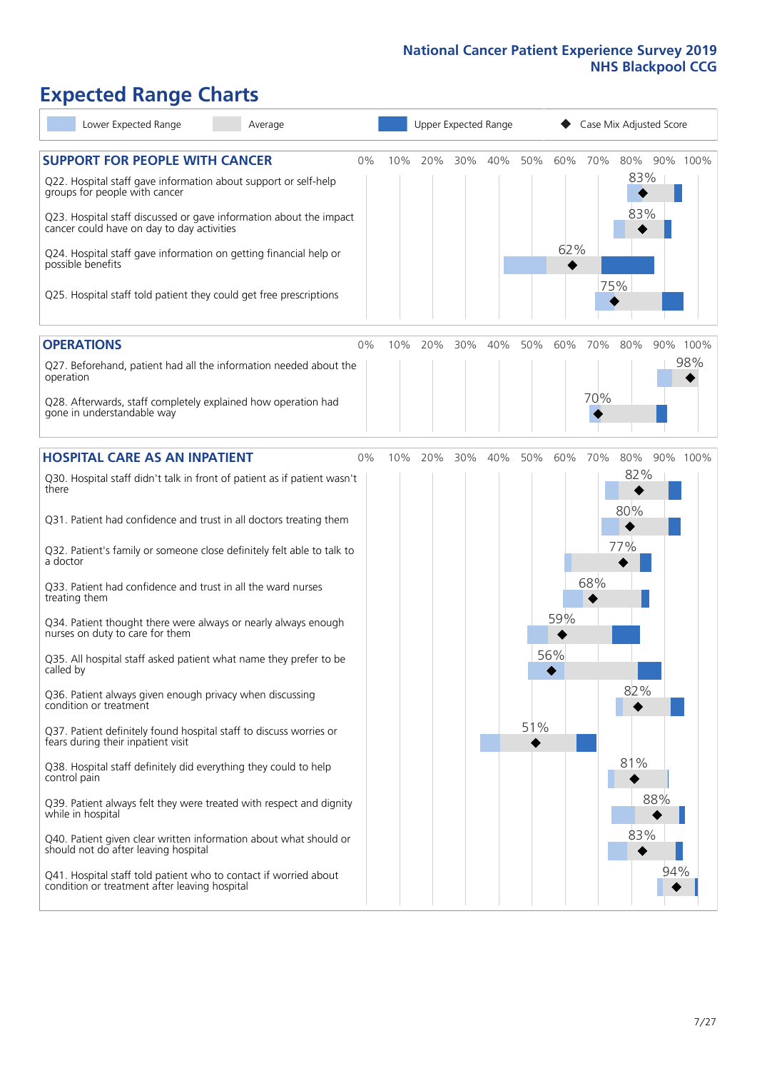# Expected Range Charts

Lower Expected Range | Average | Upper Expected Range | Case Mix Adjusted Score

## SUPPORT FOR PEOPLE WITH CANCER

| Question | Case Mix Adjusted Score |
|---|---|
| Q22. Hospital staff gave information about support or self-help groups for people with cancer | 83% |
| Q23. Hospital staff discussed or gave information about the impact cancer could have on day to day activities | 83% |
| Q24. Hospital staff gave information on getting financial help or possible benefits | 62% |
| Q25. Hospital staff told patient they could get free prescriptions | 75% |

## OPERATIONS

| Question | Case Mix Adjusted Score |
|---|---|
| Q27. Beforehand, patient had all the information needed about the operation | 98% |
| Q28. Afterwards, staff completely explained how operation had gone in understandable way | 70% |

## HOSPITAL CARE AS AN INPATIENT

| Question | Case Mix Adjusted Score |
|---|---|
| Q30. Hospital staff didn't talk in front of patient as if patient wasn't there | 82% |
| Q31. Patient had confidence and trust in all doctors treating them | 80% |
| Q32. Patient's family or someone close definitely felt able to talk to a doctor | 77% |
| Q33. Patient had confidence and trust in all the ward nurses treating them | 68% |
| Q34. Patient thought there were always or nearly always enough nurses on duty to care for them | 59% |
| Q35. All hospital staff asked patient what name they prefer to be called by | 56% |
| Q36. Patient always given enough privacy when discussing condition or treatment | 82% |
| Q37. Patient definitely found hospital staff to discuss worries or fears during their inpatient visit | 51% |
| Q38. Hospital staff definitely did everything they could to help control pain | 81% |
| Q39. Patient always felt they were treated with respect and dignity while in hospital | 88% |
| Q40. Patient given clear written information about what should or should not do after leaving hospital | 83% |
| Q41. Hospital staff told patient who to contact if worried about condition or treatment after leaving hospital | 94% |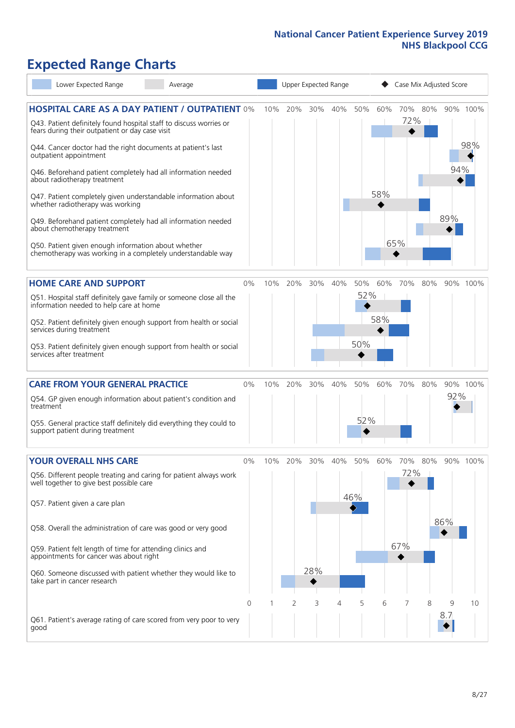# Expected Range Charts

Legend: Lower Expected Range | Average | Upper Expected Range | Case Mix Adjusted Score

## HOSPITAL CARE AS A DAY PATIENT / OUTPATIENT

| Question | Case Mix Adjusted Score |
|---|---|
| Q43. Patient definitely found hospital staff to discuss worries or fears during their outpatient or day case visit | 72% |
| Q44. Cancer doctor had the right documents at patient's last outpatient appointment | 98% |
| Q46. Beforehand patient completely had all information needed about radiotherapy treatment | 94% |
| Q47. Patient completely given understandable information about whether radiotherapy was working | 58% |
| Q49. Beforehand patient completely had all information needed about chemotherapy treatment | 89% |
| Q50. Patient given enough information about whether chemotherapy was working in a completely understandable way | 65% |

## HOME CARE AND SUPPORT

| Question | Case Mix Adjusted Score |
|---|---|
| Q51. Hospital staff definitely gave family or someone close all the information needed to help care at home | 52% |
| Q52. Patient definitely given enough support from health or social services during treatment | 58% |
| Q53. Patient definitely given enough support from health or social services after treatment | 50% |

## CARE FROM YOUR GENERAL PRACTICE

| Question | Case Mix Adjusted Score |
|---|---|
| Q54. GP given enough information about patient's condition and treatment | 92% |
| Q55. General practice staff definitely did everything they could to support patient during treatment | 52% |

## YOUR OVERALL NHS CARE

| Question | Case Mix Adjusted Score |
|---|---|
| Q56. Different people treating and caring for patient always work well together to give best possible care | 72% |
| Q57. Patient given a care plan | 46% |
| Q58. Overall the administration of care was good or very good | 86% |
| Q59. Patient felt length of time for attending clinics and appointments for cancer was about right | 67% |
| Q60. Someone discussed with patient whether they would like to take part in cancer research | 28% |
| Q61. Patient's average rating of care scored from very poor to very good | 8.7 |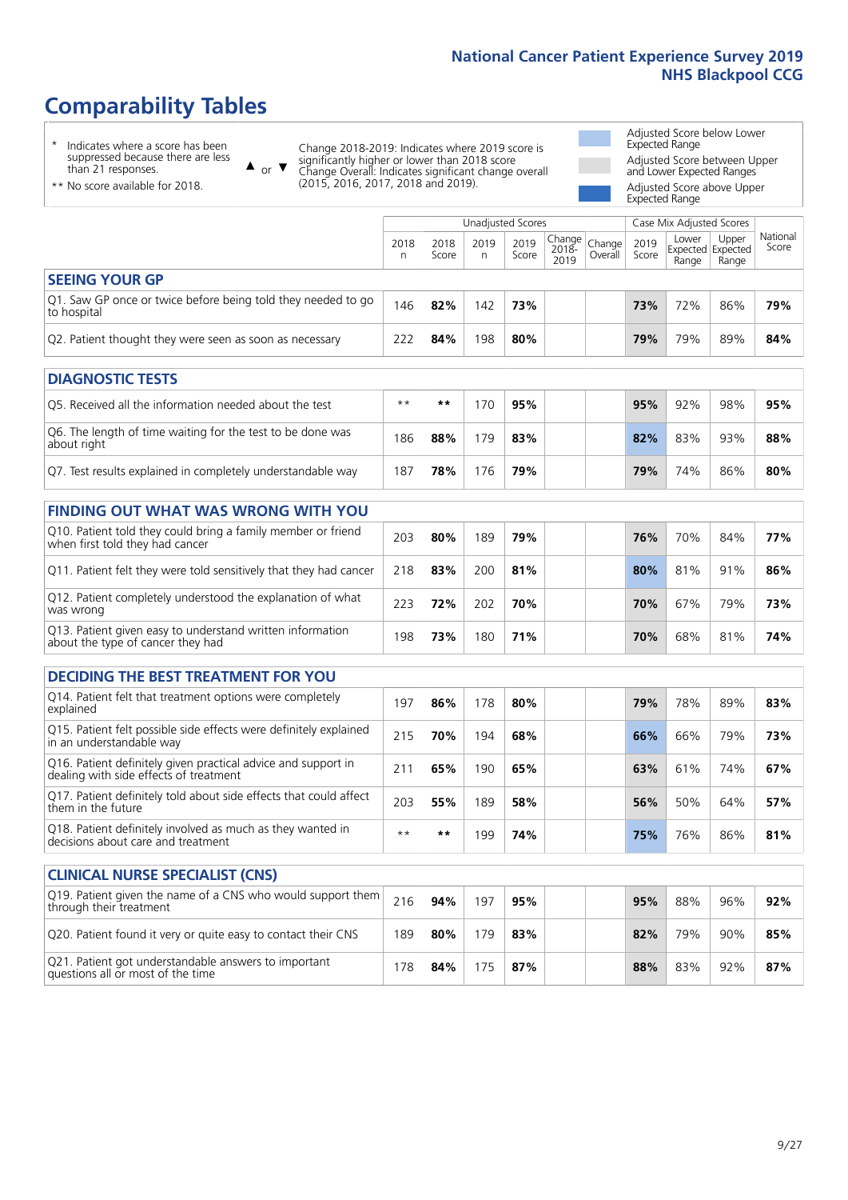# Comparability Tables

\* Indicates where a score has been suppressed because there are less than 21 responses.

\*\* No score available for 2018.

▲ or ▼ Change 2018-2019: Indicates where 2019 score is significantly higher or lower than 2018 score. Change Overall: Indicates significant change overall (2015, 2016, 2017, 2018 and 2019).

Adjusted Score below Lower Expected Range

Adjusted Score between Upper and Lower Expected Ranges

Adjusted Score above Upper Expected Range

| | Unadjusted Scores | | | | | | Case Mix Adjusted Scores | | | |
|---|---|---|---|---|---|---|---|---|---|---|
| | 2018 n | 2018 Score | 2019 n | 2019 Score | Change 2018-2019 | Change Overall | 2019 Score | Lower Expected Range | Upper Expected Range | National Score |
| **SEEING YOUR GP** | | | | | | | | | | |
| Q1. Saw GP once or twice before being told they needed to go to hospital | 146 | **82%** | 142 | **73%** | | | **73%** | 72% | 86% | **79%** |
| Q2. Patient thought they were seen as soon as necessary | 222 | **84%** | 198 | **80%** | | | **79%** | 79% | 89% | **84%** |
| **DIAGNOSTIC TESTS** | | | | | | | | | | |
| Q5. Received all the information needed about the test | ** | ** | 170 | **95%** | | | **95%** | 92% | 98% | **95%** |
| Q6. The length of time waiting for the test to be done was about right | 186 | **88%** | 179 | **83%** | | | **82%** | 83% | 93% | **88%** |
| Q7. Test results explained in completely understandable way | 187 | **78%** | 176 | **79%** | | | **79%** | 74% | 86% | **80%** |
| **FINDING OUT WHAT WAS WRONG WITH YOU** | | | | | | | | | | |
| Q10. Patient told they could bring a family member or friend when first told they had cancer | 203 | **80%** | 189 | **79%** | | | **76%** | 70% | 84% | **77%** |
| Q11. Patient felt they were told sensitively that they had cancer | 218 | **83%** | 200 | **81%** | | | **80%** | 81% | 91% | **86%** |
| Q12. Patient completely understood the explanation of what was wrong | 223 | **72%** | 202 | **70%** | | | **70%** | 67% | 79% | **73%** |
| Q13. Patient given easy to understand written information about the type of cancer they had | 198 | **73%** | 180 | **71%** | | | **70%** | 68% | 81% | **74%** |
| **DECIDING THE BEST TREATMENT FOR YOU** | | | | | | | | | | |
| Q14. Patient felt that treatment options were completely explained | 197 | **86%** | 178 | **80%** | | | **79%** | 78% | 89% | **83%** |
| Q15. Patient felt possible side effects were definitely explained in an understandable way | 215 | **70%** | 194 | **68%** | | | **66%** | 66% | 79% | **73%** |
| Q16. Patient definitely given practical advice and support in dealing with side effects of treatment | 211 | **65%** | 190 | **65%** | | | **63%** | 61% | 74% | **67%** |
| Q17. Patient definitely told about side effects that could affect them in the future | 203 | **55%** | 189 | **58%** | | | **56%** | 50% | 64% | **57%** |
| Q18. Patient definitely involved as much as they wanted in decisions about care and treatment | ** | ** | 199 | **74%** | | | **75%** | 76% | 86% | **81%** |
| **CLINICAL NURSE SPECIALIST (CNS)** | | | | | | | | | | |
| Q19. Patient given the name of a CNS who would support them through their treatment | 216 | **94%** | 197 | **95%** | | | **95%** | 88% | 96% | **92%** |
| Q20. Patient found it very or quite easy to contact their CNS | 189 | **80%** | 179 | **83%** | | | **82%** | 79% | 90% | **85%** |
| Q21. Patient got understandable answers to important questions all or most of the time | 178 | **84%** | 175 | **87%** | | | **88%** | 83% | 92% | **87%** |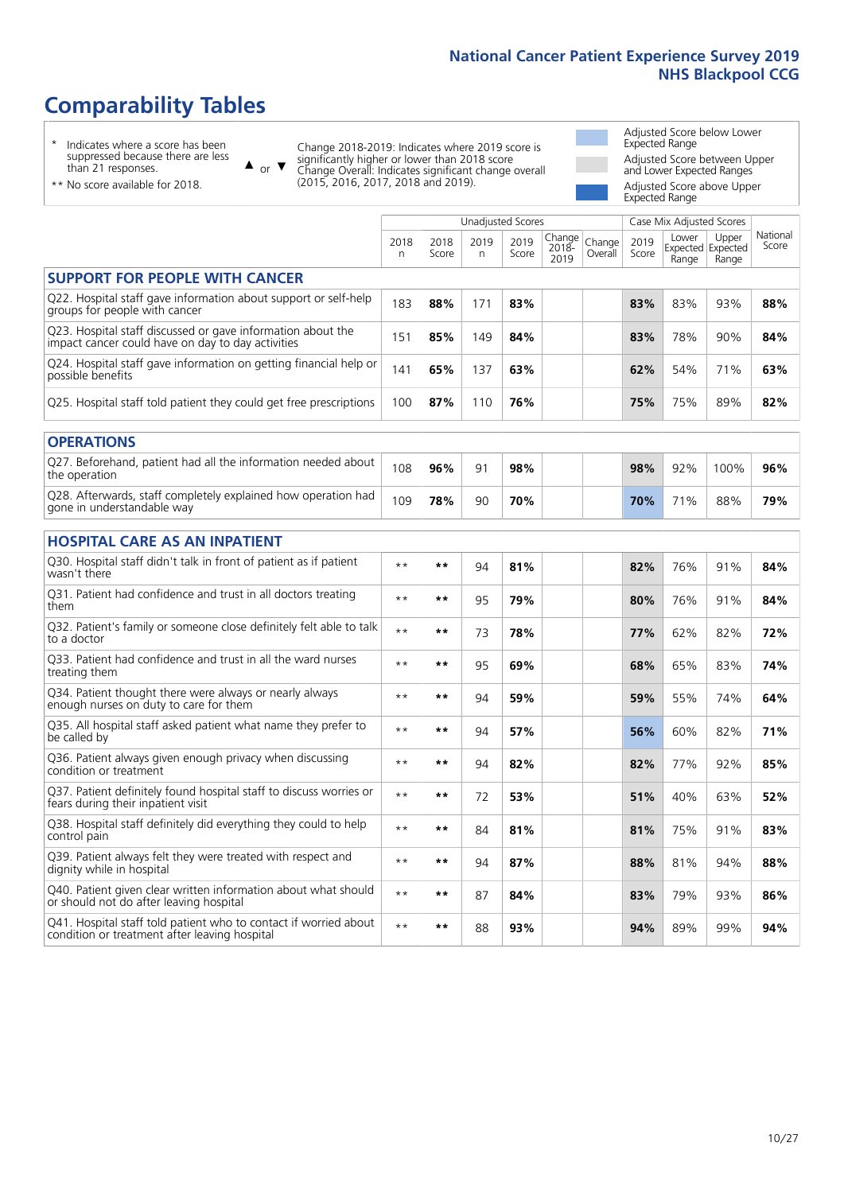# Comparability Tables

- \* Indicates where a score has been suppressed because there are less than 21 responses.
- \*\* No score available for 2018.

▲ or ▼ Change 2018-2019: Indicates where 2019 score is significantly higher or lower than 2018 score. Change Overall: Indicates significant change overall (2015, 2016, 2017, 2018 and 2019).

- Adjusted Score below Lower Expected Range
- Adjusted Score between Upper and Lower Expected Ranges
- Adjusted Score above Upper Expected Range

| | Unadjusted Scores | | | | | | Case Mix Adjusted Scores | | | |
|---|---|---|---|---|---|---|---|---|---|---|
| | 2018 n | 2018 Score | 2019 n | 2019 Score | Change 2018-2019 | Change Overall | 2019 Score | Lower Expected Range | Upper Expected Range | National Score |
| **SUPPORT FOR PEOPLE WITH CANCER** | | | | | | | | | | |
| Q22. Hospital staff gave information about support or self-help groups for people with cancer | 183 | **88%** | 171 | **83%** | | | **83%** | 83% | 93% | **88%** |
| Q23. Hospital staff discussed or gave information about the impact cancer could have on day to day activities | 151 | **85%** | 149 | **84%** | | | **83%** | 78% | 90% | **84%** |
| Q24. Hospital staff gave information on getting financial help or possible benefits | 141 | **65%** | 137 | **63%** | | | **62%** | 54% | 71% | **63%** |
| Q25. Hospital staff told patient they could get free prescriptions | 100 | **87%** | 110 | **76%** | | | **75%** | 75% | 89% | **82%** |
| **OPERATIONS** | | | | | | | | | | |
| Q27. Beforehand, patient had all the information needed about the operation | 108 | **96%** | 91 | **98%** | | | **98%** | 92% | 100% | **96%** |
| Q28. Afterwards, staff completely explained how operation had gone in understandable way | 109 | **78%** | 90 | **70%** | | | **70%** | 71% | 88% | **79%** |
| **HOSPITAL CARE AS AN INPATIENT** | | | | | | | | | | |
| Q30. Hospital staff didn't talk in front of patient as if patient wasn't there | ** | ** | 94 | **81%** | | | **82%** | 76% | 91% | **84%** |
| Q31. Patient had confidence and trust in all doctors treating them | ** | ** | 95 | **79%** | | | **80%** | 76% | 91% | **84%** |
| Q32. Patient's family or someone close definitely felt able to talk to a doctor | ** | ** | 73 | **78%** | | | **77%** | 62% | 82% | **72%** |
| Q33. Patient had confidence and trust in all the ward nurses treating them | ** | ** | 95 | **69%** | | | **68%** | 65% | 83% | **74%** |
| Q34. Patient thought there were always or nearly always enough nurses on duty to care for them | ** | ** | 94 | **59%** | | | **59%** | 55% | 74% | **64%** |
| Q35. All hospital staff asked patient what name they prefer to be called by | ** | ** | 94 | **57%** | | | **56%** | 60% | 82% | **71%** |
| Q36. Patient always given enough privacy when discussing condition or treatment | ** | ** | 94 | **82%** | | | **82%** | 77% | 92% | **85%** |
| Q37. Patient definitely found hospital staff to discuss worries or fears during their inpatient visit | ** | ** | 72 | **53%** | | | **51%** | 40% | 63% | **52%** |
| Q38. Hospital staff definitely did everything they could to help control pain | ** | ** | 84 | **81%** | | | **81%** | 75% | 91% | **83%** |
| Q39. Patient always felt they were treated with respect and dignity while in hospital | ** | ** | 94 | **87%** | | | **88%** | 81% | 94% | **88%** |
| Q40. Patient given clear written information about what should or should not do after leaving hospital | ** | ** | 87 | **84%** | | | **83%** | 79% | 93% | **86%** |
| Q41. Hospital staff told patient who to contact if worried about condition or treatment after leaving hospital | ** | ** | 88 | **93%** | | | **94%** | 89% | 99% | **94%** |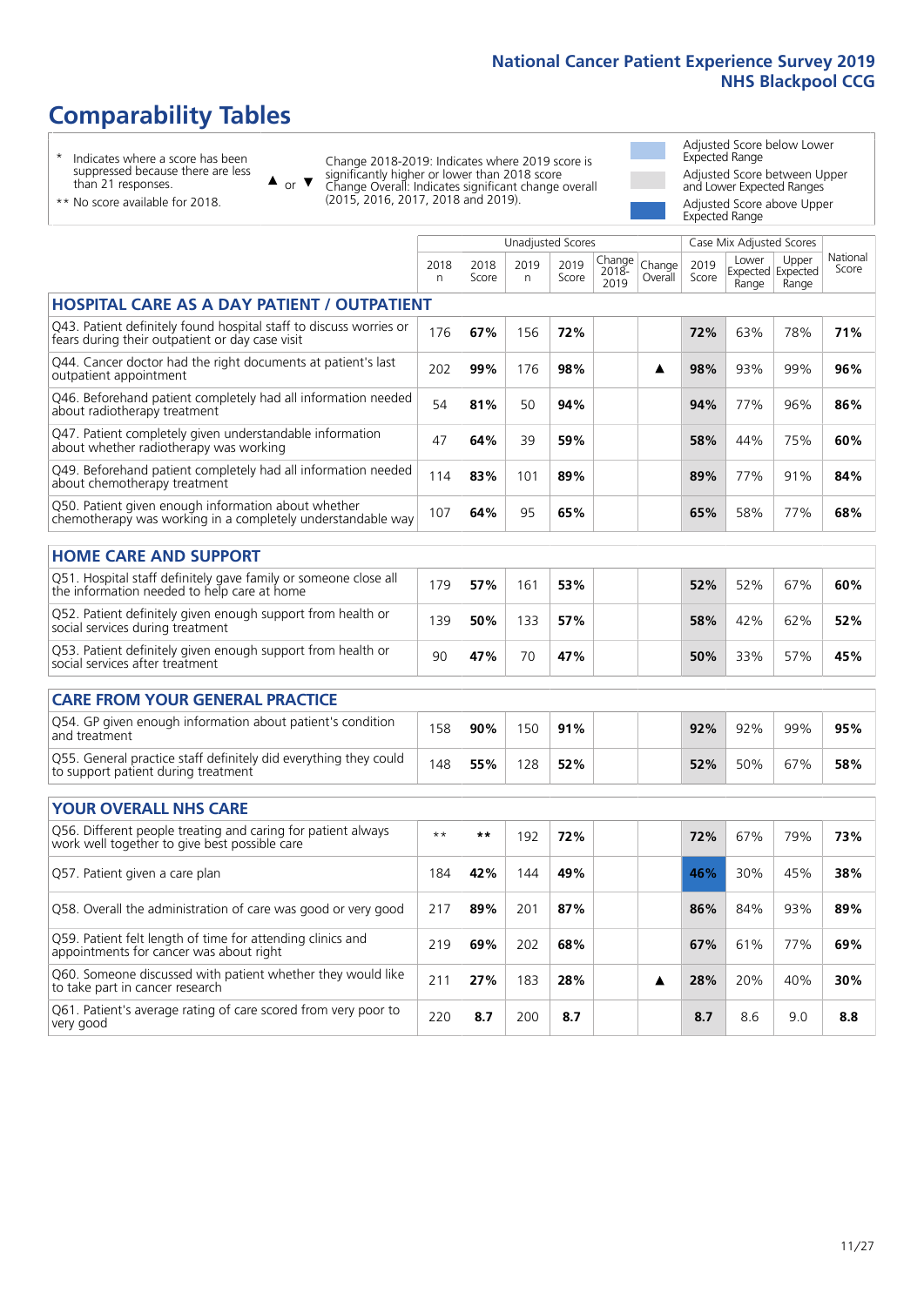# Comparability Tables

\* Indicates where a score has been suppressed because there are less than 21 responses.

\*\* No score available for 2018.

▲ or ▼ Change 2018-2019: Indicates where 2019 score is significantly higher or lower than 2018 score. Change Overall: Indicates significant change overall (2015, 2016, 2017, 2018 and 2019).

Adjusted Score below Lower Expected Range

Adjusted Score between Upper and Lower Expected Ranges

Adjusted Score above Upper Expected Range

| | Unadjusted Scores | | | | | | Case Mix Adjusted Scores | | | |
|---|---|---|---|---|---|---|---|---|---|---|
| | 2018 n | 2018 Score | 2019 n | 2019 Score | Change 2018-2019 | Change Overall | 2019 Score | Lower Expected Range | Upper Expected Range | National Score |
| **HOSPITAL CARE AS A DAY PATIENT / OUTPATIENT** | | | | | | | | | | |
| Q43. Patient definitely found hospital staff to discuss worries or fears during their outpatient or day case visit | 176 | 67% | 156 | 72% | | | 72% | 63% | 78% | 71% |
| Q44. Cancer doctor had the right documents at patient's last outpatient appointment | 202 | 99% | 176 | 98% | | ▲ | 98% | 93% | 99% | 96% |
| Q46. Beforehand patient completely had all information needed about radiotherapy treatment | 54 | 81% | 50 | 94% | | | 94% | 77% | 96% | 86% |
| Q47. Patient completely given understandable information about whether radiotherapy was working | 47 | 64% | 39 | 59% | | | 58% | 44% | 75% | 60% |
| Q49. Beforehand patient completely had all information needed about chemotherapy treatment | 114 | 83% | 101 | 89% | | | 89% | 77% | 91% | 84% |
| Q50. Patient given enough information about whether chemotherapy was working in a completely understandable way | 107 | 64% | 95 | 65% | | | 65% | 58% | 77% | 68% |
| **HOME CARE AND SUPPORT** | | | | | | | | | | |
| Q51. Hospital staff definitely gave family or someone close all the information needed to help care at home | 179 | 57% | 161 | 53% | | | 52% | 52% | 67% | 60% |
| Q52. Patient definitely given enough support from health or social services during treatment | 139 | 50% | 133 | 57% | | | 58% | 42% | 62% | 52% |
| Q53. Patient definitely given enough support from health or social services after treatment | 90 | 47% | 70 | 47% | | | 50% | 33% | 57% | 45% |
| **CARE FROM YOUR GENERAL PRACTICE** | | | | | | | | | | |
| Q54. GP given enough information about patient's condition and treatment | 158 | 90% | 150 | 91% | | | 92% | 92% | 99% | 95% |
| Q55. General practice staff definitely did everything they could to support patient during treatment | 148 | 55% | 128 | 52% | | | 52% | 50% | 67% | 58% |
| **YOUR OVERALL NHS CARE** | | | | | | | | | | |
| Q56. Different people treating and caring for patient always work well together to give best possible care | ** | ** | 192 | 72% | | | 72% | 67% | 79% | 73% |
| Q57. Patient given a care plan | 184 | 42% | 144 | 49% | | | 46% | 30% | 45% | 38% |
| Q58. Overall the administration of care was good or very good | 217 | 89% | 201 | 87% | | | 86% | 84% | 93% | 89% |
| Q59. Patient felt length of time for attending clinics and appointments for cancer was about right | 219 | 69% | 202 | 68% | | | 67% | 61% | 77% | 69% |
| Q60. Someone discussed with patient whether they would like to take part in cancer research | 211 | 27% | 183 | 28% | | ▲ | 28% | 20% | 40% | 30% |
| Q61. Patient's average rating of care scored from very poor to very good | 220 | 8.7 | 200 | 8.7 | | | 8.7 | 8.6 | 9.0 | 8.8 |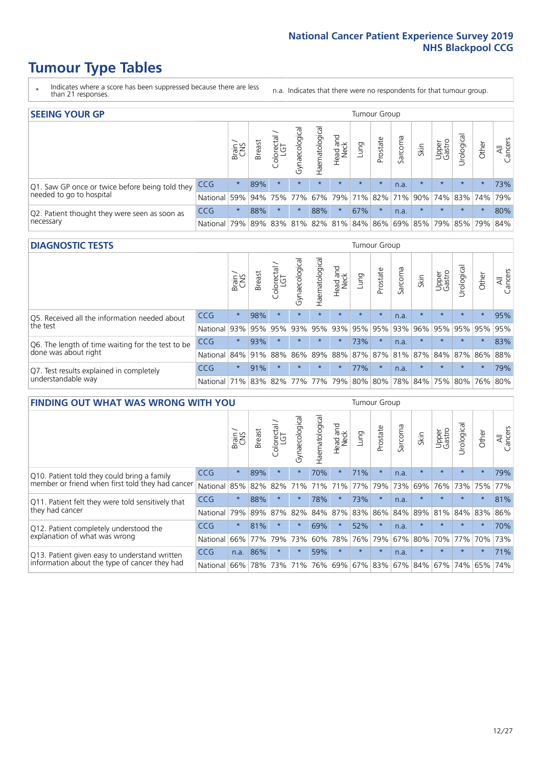# Tumour Type Tables

\* Indicates where a score has been suppressed because there are less than 21 responses.

n.a. Indicates that there were no respondents for that tumour group.

## SEEING YOUR GP

| | | Brain / CNS | Breast | Colorectal / LGT | Gynaecological | Haematological | Head and Neck | Lung | Prostate | Sarcoma | Skin | Upper Gastro | Urological | Other | All Cancers |
|---|---|---|---|---|---|---|---|---|---|---|---|---|---|---|---|
| Q1. Saw GP once or twice before being told they needed to go to hospital | CCG | * | 89% | * | * | * | * | * | * | n.a. | * | * | * | * | 73% |
| | National | 59% | 94% | 75% | 77% | 67% | 79% | 71% | 82% | 71% | 90% | 74% | 83% | 74% | 79% |
| Q2. Patient thought they were seen as soon as necessary | CCG | * | 88% | * | * | 88% | * | 67% | * | n.a. | * | * | * | * | 80% |
| | National | 79% | 89% | 83% | 81% | 82% | 81% | 84% | 86% | 69% | 85% | 79% | 85% | 79% | 84% |

## DIAGNOSTIC TESTS

| | | Brain / CNS | Breast | Colorectal / LGT | Gynaecological | Haematological | Head and Neck | Lung | Prostate | Sarcoma | Skin | Upper Gastro | Urological | Other | All Cancers |
|---|---|---|---|---|---|---|---|---|---|---|---|---|---|---|---|
| Q5. Received all the information needed about the test | CCG | * | 98% | * | * | * | * | * | * | n.a. | * | * | * | * | 95% |
| | National | 93% | 95% | 95% | 93% | 95% | 93% | 95% | 95% | 93% | 96% | 95% | 95% | 95% | 95% |
| Q6. The length of time waiting for the test to be done was about right | CCG | * | 93% | * | * | * | * | 73% | * | n.a. | * | * | * | * | 83% |
| | National | 84% | 91% | 88% | 86% | 89% | 88% | 87% | 87% | 81% | 87% | 84% | 87% | 86% | 88% |
| Q7. Test results explained in completely understandable way | CCG | * | 91% | * | * | * | * | 77% | * | n.a. | * | * | * | * | 79% |
| | National | 71% | 83% | 82% | 77% | 77% | 79% | 80% | 80% | 78% | 84% | 75% | 80% | 76% | 80% |

## FINDING OUT WHAT WAS WRONG WITH YOU

| | | Brain / CNS | Breast | Colorectal / LGT | Gynaecological | Haematological | Head and Neck | Lung | Prostate | Sarcoma | Skin | Upper Gastro | Urological | Other | All Cancers |
|---|---|---|---|---|---|---|---|---|---|---|---|---|---|---|---|
| Q10. Patient told they could bring a family member or friend when first told they had cancer | CCG | * | 89% | * | * | 70% | * | 71% | * | n.a. | * | * | * | * | 79% |
| | National | 85% | 82% | 82% | 71% | 71% | 71% | 77% | 79% | 73% | 69% | 76% | 73% | 75% | 77% |
| Q11. Patient felt they were told sensitively that they had cancer | CCG | * | 88% | * | * | 78% | * | 73% | * | n.a. | * | * | * | * | 81% |
| | National | 79% | 89% | 87% | 82% | 84% | 87% | 83% | 86% | 84% | 89% | 81% | 84% | 83% | 86% |
| Q12. Patient completely understood the explanation of what was wrong | CCG | * | 81% | * | * | 69% | * | 52% | * | n.a. | * | * | * | * | 70% |
| | National | 66% | 77% | 79% | 73% | 60% | 78% | 76% | 79% | 67% | 80% | 70% | 77% | 70% | 73% |
| Q13. Patient given easy to understand written information about the type of cancer they had | CCG | n.a. | 86% | * | * | 59% | * | * | * | n.a. | * | * | * | * | 71% |
| | National | 66% | 78% | 73% | 71% | 76% | 69% | 67% | 83% | 67% | 84% | 67% | 74% | 65% | 74% |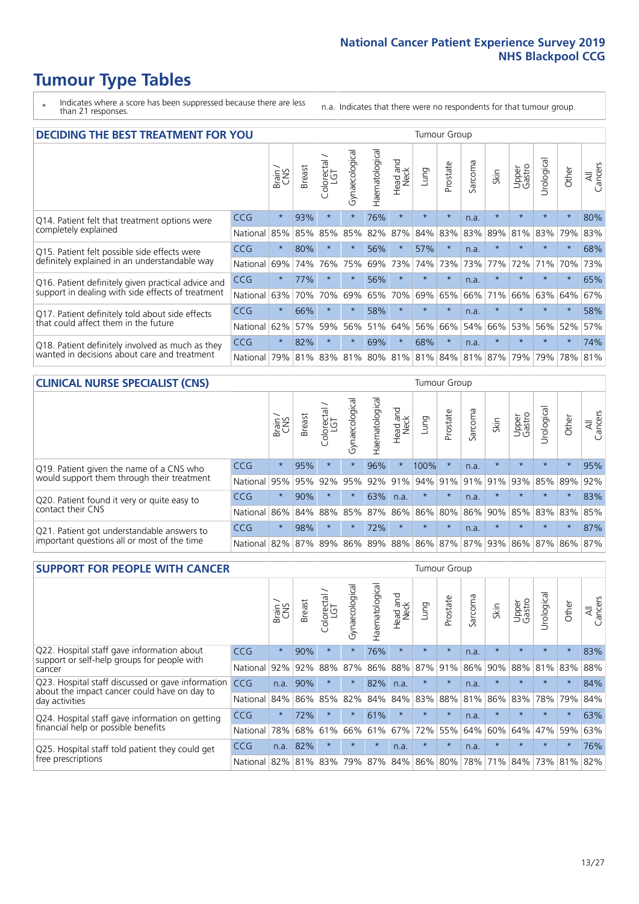# Tumour Type Tables

\* Indicates where a score has been suppressed because there are less than 21 responses.

n.a. Indicates that there were no respondents for that tumour group.

## DECIDING THE BEST TREATMENT FOR YOU

| | | Brain / CNS | Breast | Colorectal / LGT | Gynaecological | Haematological | Head and Neck | Lung | Prostate | Sarcoma | Skin | Upper Gastro | Urological | Other | All Cancers |
|---|---|---|---|---|---|---|---|---|---|---|---|---|---|---|---|
| Q14. Patient felt that treatment options were completely explained | CCG | * | 93% | * | * | 76% | * | * | * | n.a. | * | * | * | * | 80% |
| | National | 85% | 85% | 85% | 85% | 82% | 87% | 84% | 83% | 83% | 89% | 81% | 83% | 79% | 83% |
| Q15. Patient felt possible side effects were definitely explained in an understandable way | CCG | * | 80% | * | * | 56% | * | 57% | * | n.a. | * | * | * | * | 68% |
| | National | 69% | 74% | 76% | 75% | 69% | 73% | 74% | 73% | 73% | 77% | 72% | 71% | 70% | 73% |
| Q16. Patient definitely given practical advice and support in dealing with side effects of treatment | CCG | * | 77% | * | * | 56% | * | * | * | n.a. | * | * | * | * | 65% |
| | National | 63% | 70% | 70% | 69% | 65% | 70% | 69% | 65% | 66% | 71% | 66% | 63% | 64% | 67% |
| Q17. Patient definitely told about side effects that could affect them in the future | CCG | * | 66% | * | * | 58% | * | * | * | n.a. | * | * | * | * | 58% |
| | National | 62% | 57% | 59% | 56% | 51% | 64% | 56% | 66% | 54% | 66% | 53% | 56% | 52% | 57% |
| Q18. Patient definitely involved as much as they wanted in decisions about care and treatment | CCG | * | 82% | * | * | 69% | * | 68% | * | n.a. | * | * | * | * | 74% |
| | National | 79% | 81% | 83% | 81% | 80% | 81% | 81% | 84% | 81% | 87% | 79% | 79% | 78% | 81% |

## CLINICAL NURSE SPECIALIST (CNS)

| | | Brain / CNS | Breast | Colorectal / LGT | Gynaecological | Haematological | Head and Neck | Lung | Prostate | Sarcoma | Skin | Upper Gastro | Urological | Other | All Cancers |
|---|---|---|---|---|---|---|---|---|---|---|---|---|---|---|---|
| Q19. Patient given the name of a CNS who would support them through their treatment | CCG | * | 95% | * | * | 96% | * | 100% | * | n.a. | * | * | * | * | 95% |
| | National | 95% | 95% | 92% | 95% | 92% | 91% | 94% | 91% | 91% | 91% | 93% | 85% | 89% | 92% |
| Q20. Patient found it very or quite easy to contact their CNS | CCG | * | 90% | * | * | 63% | n.a. | * | * | n.a. | * | * | * | * | 83% |
| | National | 86% | 84% | 88% | 85% | 87% | 86% | 86% | 80% | 86% | 90% | 85% | 83% | 83% | 85% |
| Q21. Patient got understandable answers to important questions all or most of the time | CCG | * | 98% | * | * | 72% | * | * | * | n.a. | * | * | * | * | 87% |
| | National | 82% | 87% | 89% | 86% | 89% | 88% | 86% | 87% | 87% | 93% | 86% | 87% | 86% | 87% |

## SUPPORT FOR PEOPLE WITH CANCER

| | | Brain / CNS | Breast | Colorectal / LGT | Gynaecological | Haematological | Head and Neck | Lung | Prostate | Sarcoma | Skin | Upper Gastro | Urological | Other | All Cancers |
|---|---|---|---|---|---|---|---|---|---|---|---|---|---|---|---|
| Q22. Hospital staff gave information about support or self-help groups for people with cancer | CCG | * | 90% | * | * | 76% | * | * | * | n.a. | * | * | * | * | 83% |
| | National | 92% | 92% | 88% | 87% | 86% | 88% | 87% | 91% | 86% | 90% | 88% | 81% | 83% | 88% |
| Q23. Hospital staff discussed or gave information about the impact cancer could have on day to day activities | CCG | n.a. | 90% | * | * | 82% | n.a. | * | * | n.a. | * | * | * | * | 84% |
| | National | 84% | 86% | 85% | 82% | 84% | 84% | 83% | 88% | 81% | 86% | 83% | 78% | 79% | 84% |
| Q24. Hospital staff gave information on getting financial help or possible benefits | CCG | * | 72% | * | * | 61% | * | * | * | n.a. | * | * | * | * | 63% |
| | National | 78% | 68% | 61% | 66% | 61% | 67% | 72% | 55% | 64% | 60% | 64% | 47% | 59% | 63% |
| Q25. Hospital staff told patient they could get free prescriptions | CCG | n.a. | 82% | * | * | * | n.a. | * | * | n.a. | * | * | * | * | 76% |
| | National | 82% | 81% | 83% | 79% | 87% | 84% | 86% | 80% | 78% | 71% | 84% | 73% | 81% | 82% |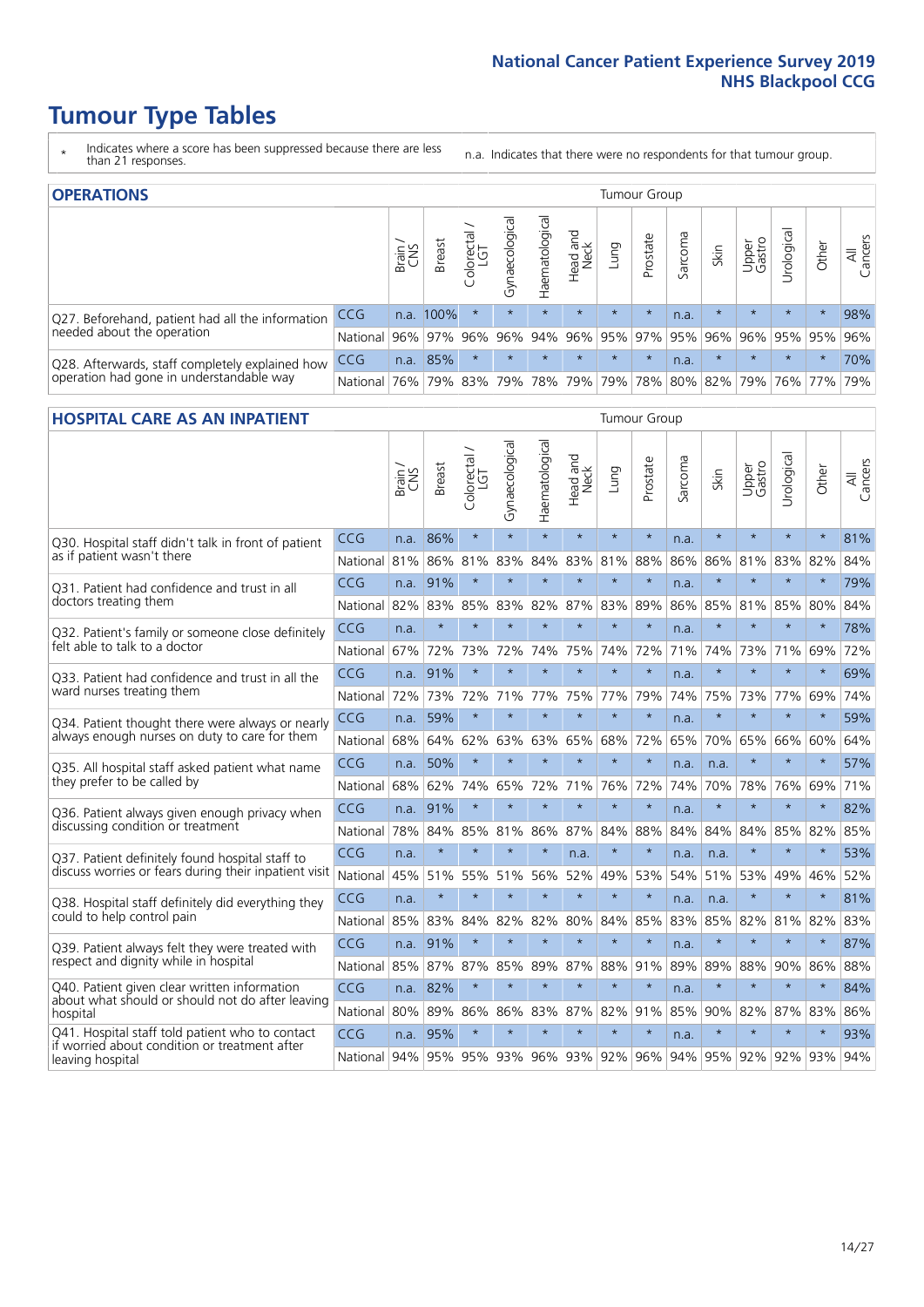# Tumour Type Tables

- \* Indicates where a score has been suppressed because there are less than 21 responses.
- n.a. Indicates that there were no respondents for that tumour group.

## OPERATIONS

| | | Brain / CNS | Breast | Colorectal / LGT | Gynaecological | Haematological | Head and Neck | Lung | Prostate | Sarcoma | Skin | Upper Gastro | Urological | Other | All Cancers |
|---|---|---|---|---|---|---|---|---|---|---|---|---|---|---|---|
| Q27. Beforehand, patient had all the information needed about the operation | CCG | n.a. | 100% | * | * | * | * | * | * | n.a. | * | * | * | * | 98% |
| | National | 96% | 97% | 96% | 96% | 94% | 96% | 95% | 97% | 95% | 96% | 96% | 95% | 95% | 96% |
| Q28. Afterwards, staff completely explained how operation had gone in understandable way | CCG | n.a. | 85% | * | * | * | * | * | * | n.a. | * | * | * | * | 70% |
| | National | 76% | 79% | 83% | 79% | 78% | 79% | 79% | 78% | 80% | 82% | 79% | 76% | 77% | 79% |

## HOSPITAL CARE AS AN INPATIENT

| | | Brain / CNS | Breast | Colorectal / LGT | Gynaecological | Haematological | Head and Neck | Lung | Prostate | Sarcoma | Skin | Upper Gastro | Urological | Other | All Cancers |
|---|---|---|---|---|---|---|---|---|---|---|---|---|---|---|---|
| Q30. Hospital staff didn't talk in front of patient as if patient wasn't there | CCG | n.a. | 86% | * | * | * | * | * | * | n.a. | * | * | * | * | 81% |
| | National | 81% | 86% | 81% | 83% | 84% | 83% | 81% | 88% | 86% | 86% | 81% | 83% | 82% | 84% |
| Q31. Patient had confidence and trust in all doctors treating them | CCG | n.a. | 91% | * | * | * | * | * | * | n.a. | * | * | * | * | 79% |
| | National | 82% | 83% | 85% | 83% | 82% | 87% | 83% | 89% | 86% | 85% | 81% | 85% | 80% | 84% |
| Q32. Patient's family or someone close definitely felt able to talk to a doctor | CCG | n.a. | * | * | * | * | * | * | * | n.a. | * | * | * | * | 78% |
| | National | 67% | 72% | 73% | 72% | 74% | 75% | 74% | 72% | 71% | 74% | 73% | 71% | 69% | 72% |
| Q33. Patient had confidence and trust in all the ward nurses treating them | CCG | n.a. | 91% | * | * | * | * | * | * | n.a. | * | * | * | * | 69% |
| | National | 72% | 73% | 72% | 71% | 77% | 75% | 77% | 79% | 74% | 75% | 73% | 77% | 69% | 74% |
| Q34. Patient thought there were always or nearly always enough nurses on duty to care for them | CCG | n.a. | 59% | * | * | * | * | * | * | n.a. | * | * | * | * | 59% |
| | National | 68% | 64% | 62% | 63% | 63% | 65% | 68% | 72% | 65% | 70% | 65% | 66% | 60% | 64% |
| Q35. All hospital staff asked patient what name they prefer to be called by | CCG | n.a. | 50% | * | * | * | * | * | * | n.a. | n.a. | * | * | * | 57% |
| | National | 68% | 62% | 74% | 65% | 72% | 71% | 76% | 72% | 74% | 70% | 78% | 76% | 69% | 71% |
| Q36. Patient always given enough privacy when discussing condition or treatment | CCG | n.a. | 91% | * | * | * | * | * | * | n.a. | * | * | * | * | 82% |
| | National | 78% | 84% | 85% | 81% | 86% | 87% | 84% | 88% | 84% | 84% | 84% | 85% | 82% | 85% |
| Q37. Patient definitely found hospital staff to discuss worries or fears during their inpatient visit | CCG | n.a. | * | * | * | * | n.a. | * | * | n.a. | n.a. | * | * | * | 53% |
| | National | 45% | 51% | 55% | 51% | 56% | 52% | 49% | 53% | 54% | 51% | 53% | 49% | 46% | 52% |
| Q38. Hospital staff definitely did everything they could to help control pain | CCG | n.a. | * | * | * | * | * | * | * | n.a. | n.a. | * | * | * | 81% |
| | National | 85% | 83% | 84% | 82% | 82% | 80% | 84% | 85% | 83% | 85% | 82% | 81% | 82% | 83% |
| Q39. Patient always felt they were treated with respect and dignity while in hospital | CCG | n.a. | 91% | * | * | * | * | * | * | n.a. | * | * | * | * | 87% |
| | National | 85% | 87% | 87% | 85% | 89% | 87% | 88% | 91% | 89% | 89% | 88% | 90% | 86% | 88% |
| Q40. Patient given clear written information about what should or should not do after leaving hospital | CCG | n.a. | 82% | * | * | * | * | * | * | n.a. | * | * | * | * | 84% |
| | National | 80% | 89% | 86% | 86% | 83% | 87% | 82% | 91% | 85% | 90% | 82% | 87% | 83% | 86% |
| Q41. Hospital staff told patient who to contact if worried about condition or treatment after leaving hospital | CCG | n.a. | 95% | * | * | * | * | * | * | n.a. | * | * | * | * | 93% |
| | National | 94% | 95% | 95% | 93% | 96% | 93% | 92% | 96% | 94% | 95% | 92% | 92% | 93% | 94% |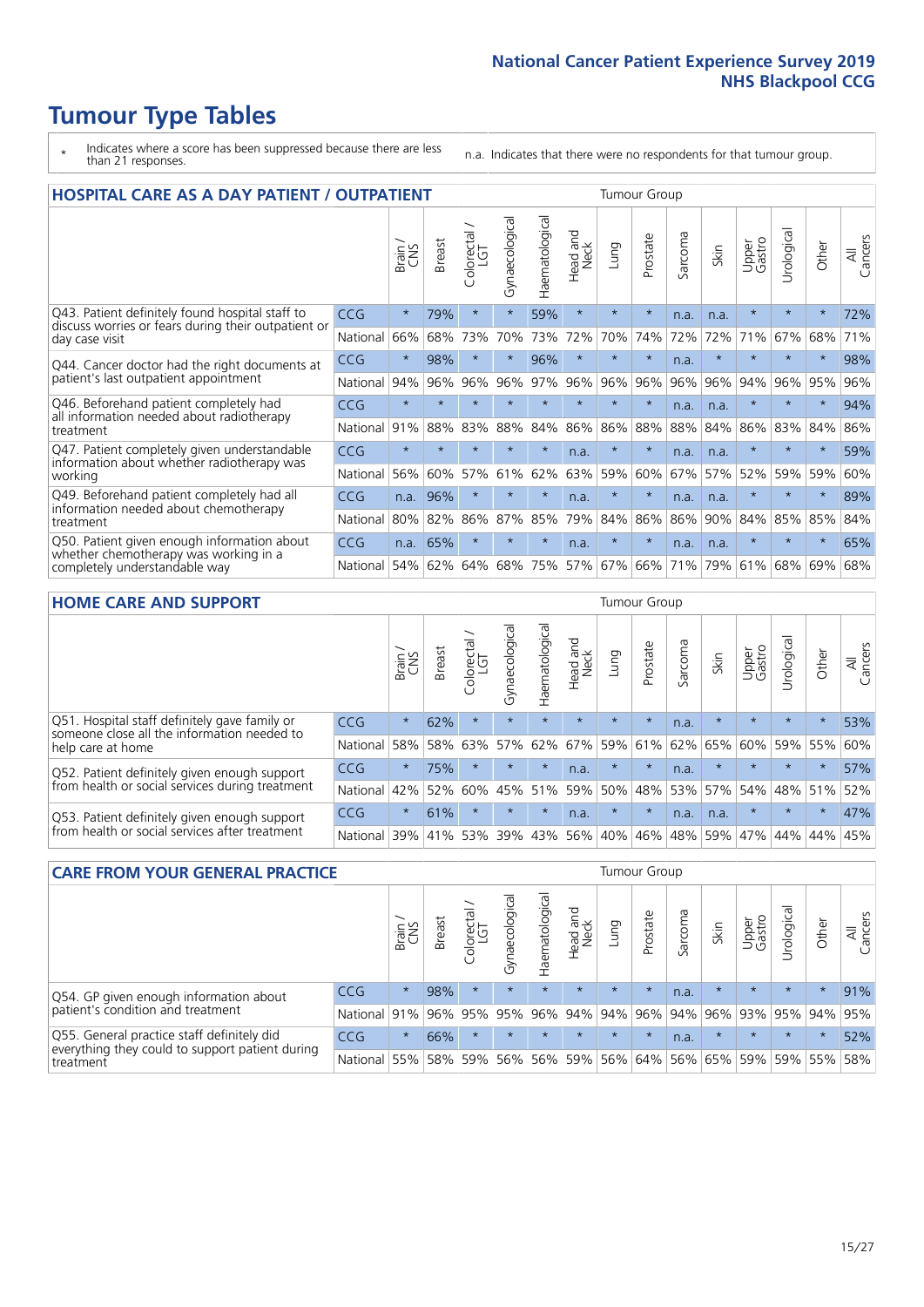# Tumour Type Tables

- \* Indicates where a score has been suppressed because there are less than 21 responses.
- n.a. Indicates that there were no respondents for that tumour group.

## HOSPITAL CARE AS A DAY PATIENT / OUTPATIENT

| | | Brain / CNS | Breast | Colorectal / LGT | Gynaecological | Haematological | Head and Neck | Lung | Prostate | Sarcoma | Skin | Upper Gastro | Urological | Other | All Cancers |
|---|---|---|---|---|---|---|---|---|---|---|---|---|---|---|---|
| Q43. Patient definitely found hospital staff to discuss worries or fears during their outpatient or day case visit | CCG | * | 79% | * | * | 59% | * | * | * | n.a. | n.a. | * | * | * | 72% |
| | National | 66% | 68% | 73% | 70% | 73% | 72% | 70% | 74% | 72% | 72% | 71% | 67% | 68% | 71% |
| Q44. Cancer doctor had the right documents at patient's last outpatient appointment | CCG | * | 98% | * | * | 96% | * | * | * | n.a. | * | * | * | * | 98% |
| | National | 94% | 96% | 96% | 96% | 97% | 96% | 96% | 96% | 96% | 96% | 94% | 96% | 95% | 96% |
| Q46. Beforehand patient completely had all information needed about radiotherapy treatment | CCG | * | * | * | * | * | * | * | * | n.a. | n.a. | * | * | * | 94% |
| | National | 91% | 88% | 83% | 88% | 84% | 86% | 86% | 88% | 88% | 84% | 86% | 83% | 84% | 86% |
| Q47. Patient completely given understandable information about whether radiotherapy was working | CCG | * | * | * | * | * | n.a. | * | * | n.a. | n.a. | * | * | * | 59% |
| | National | 56% | 60% | 57% | 61% | 62% | 63% | 59% | 60% | 67% | 57% | 52% | 59% | 59% | 60% |
| Q49. Beforehand patient completely had all information needed about chemotherapy treatment | CCG | n.a. | 96% | * | * | * | n.a. | * | * | n.a. | n.a. | * | * | * | 89% |
| | National | 80% | 82% | 86% | 87% | 85% | 79% | 84% | 86% | 86% | 90% | 84% | 85% | 85% | 84% |
| Q50. Patient given enough information about whether chemotherapy was working in a completely understandable way | CCG | n.a. | 65% | * | * | * | n.a. | * | * | n.a. | n.a. | * | * | * | 65% |
| | National | 54% | 62% | 64% | 68% | 75% | 57% | 67% | 66% | 71% | 79% | 61% | 68% | 69% | 68% |

## HOME CARE AND SUPPORT

| | | Brain / CNS | Breast | Colorectal / LGT | Gynaecological | Haematological | Head and Neck | Lung | Prostate | Sarcoma | Skin | Upper Gastro | Urological | Other | All Cancers |
|---|---|---|---|---|---|---|---|---|---|---|---|---|---|---|---|
| Q51. Hospital staff definitely gave family or someone close all the information needed to help care at home | CCG | * | 62% | * | * | * | * | * | * | n.a. | * | * | * | * | 53% |
| | National | 58% | 58% | 63% | 57% | 62% | 67% | 59% | 61% | 62% | 65% | 60% | 59% | 55% | 60% |
| Q52. Patient definitely given enough support from health or social services during treatment | CCG | * | 75% | * | * | * | n.a. | * | * | n.a. | * | * | * | * | 57% |
| | National | 42% | 52% | 60% | 45% | 51% | 59% | 50% | 48% | 53% | 57% | 54% | 48% | 51% | 52% |
| Q53. Patient definitely given enough support from health or social services after treatment | CCG | * | 61% | * | * | * | n.a. | * | * | n.a. | n.a. | * | * | * | 47% |
| | National | 39% | 41% | 53% | 39% | 43% | 56% | 40% | 46% | 48% | 59% | 47% | 44% | 44% | 45% |

## CARE FROM YOUR GENERAL PRACTICE

| | | Brain / CNS | Breast | Colorectal / LGT | Gynaecological | Haematological | Head and Neck | Lung | Prostate | Sarcoma | Skin | Upper Gastro | Urological | Other | All Cancers |
|---|---|---|---|---|---|---|---|---|---|---|---|---|---|---|---|
| Q54. GP given enough information about patient's condition and treatment | CCG | * | 98% | * | * | * | * | * | * | n.a. | * | * | * | * | 91% |
| | National | 91% | 96% | 95% | 95% | 96% | 94% | 94% | 96% | 94% | 96% | 93% | 95% | 94% | 95% |
| Q55. General practice staff definitely did everything they could to support patient during treatment | CCG | * | 66% | * | * | * | * | * | * | n.a. | * | * | * | * | 52% |
| | National | 55% | 58% | 59% | 56% | 56% | 59% | 56% | 64% | 56% | 65% | 59% | 59% | 55% | 58% |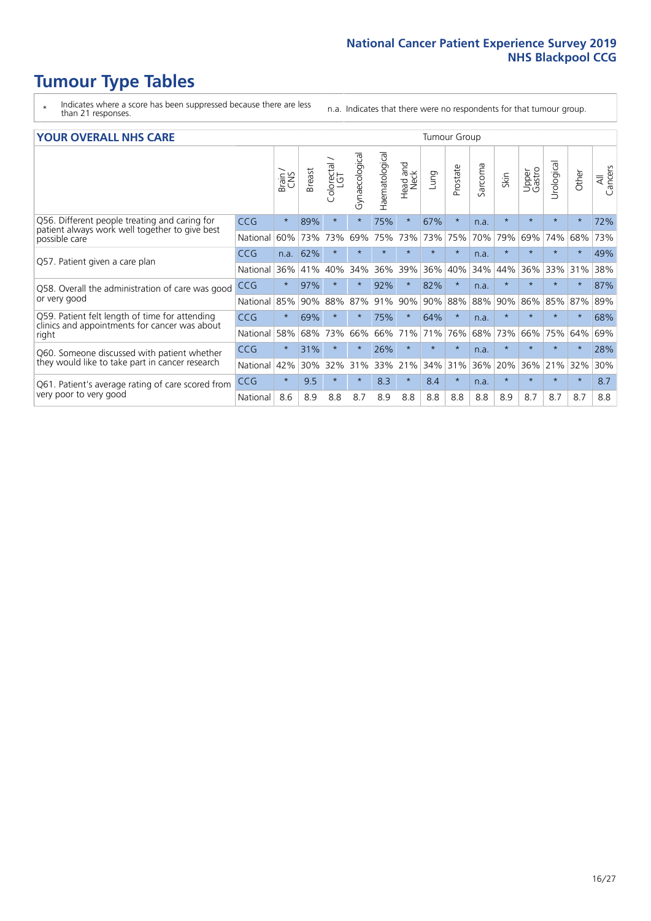# Tumour Type Tables

\* Indicates where a score has been suppressed because there are less than 21 responses.

n.a. Indicates that there were no respondents for that tumour group.

| YOUR OVERALL NHS CARE | | Tumour Group | | | | | | | | | | | | | | |
|---|---|---|---|---|---|---|---|---|---|---|---|---|---|---|---|---|
| | | Brain / CNS | Breast | Colorectal / LGT | Gynaecological | Haematological | Head and Neck | Lung | Prostate | Sarcoma | Skin | Upper Gastro | Urological | Other | All Cancers |
| Q56. Different people treating and caring for patient always work well together to give best possible care | CCG | * | 89% | * | * | 75% | * | 67% | * | n.a. | * | * | * | * | 72% |
| | National | 60% | 73% | 73% | 69% | 75% | 73% | 73% | 75% | 70% | 79% | 69% | 74% | 68% | 73% |
| Q57. Patient given a care plan | CCG | n.a. | 62% | * | * | * | * | * | * | n.a. | * | * | * | * | 49% |
| | National | 36% | 41% | 40% | 34% | 36% | 39% | 36% | 40% | 34% | 44% | 36% | 33% | 31% | 38% |
| Q58. Overall the administration of care was good or very good | CCG | * | 97% | * | * | 92% | * | 82% | * | n.a. | * | * | * | * | 87% |
| | National | 85% | 90% | 88% | 87% | 91% | 90% | 90% | 88% | 88% | 90% | 86% | 85% | 87% | 89% |
| Q59. Patient felt length of time for attending clinics and appointments for cancer was about right | CCG | * | 69% | * | * | 75% | * | 64% | * | n.a. | * | * | * | * | 68% |
| | National | 58% | 68% | 73% | 66% | 66% | 71% | 71% | 76% | 68% | 73% | 66% | 75% | 64% | 69% |
| Q60. Someone discussed with patient whether they would like to take part in cancer research | CCG | * | 31% | * | * | 26% | * | * | * | n.a. | * | * | * | * | 28% |
| | National | 42% | 30% | 32% | 31% | 33% | 21% | 34% | 31% | 36% | 20% | 36% | 21% | 32% | 30% |
| Q61. Patient's average rating of care scored from very poor to very good | CCG | * | 9.5 | * | * | 8.3 | * | 8.4 | * | n.a. | * | * | * | * | 8.7 |
| | National | 8.6 | 8.9 | 8.8 | 8.7 | 8.9 | 8.8 | 8.8 | 8.8 | 8.8 | 8.9 | 8.7 | 8.7 | 8.7 | 8.8 |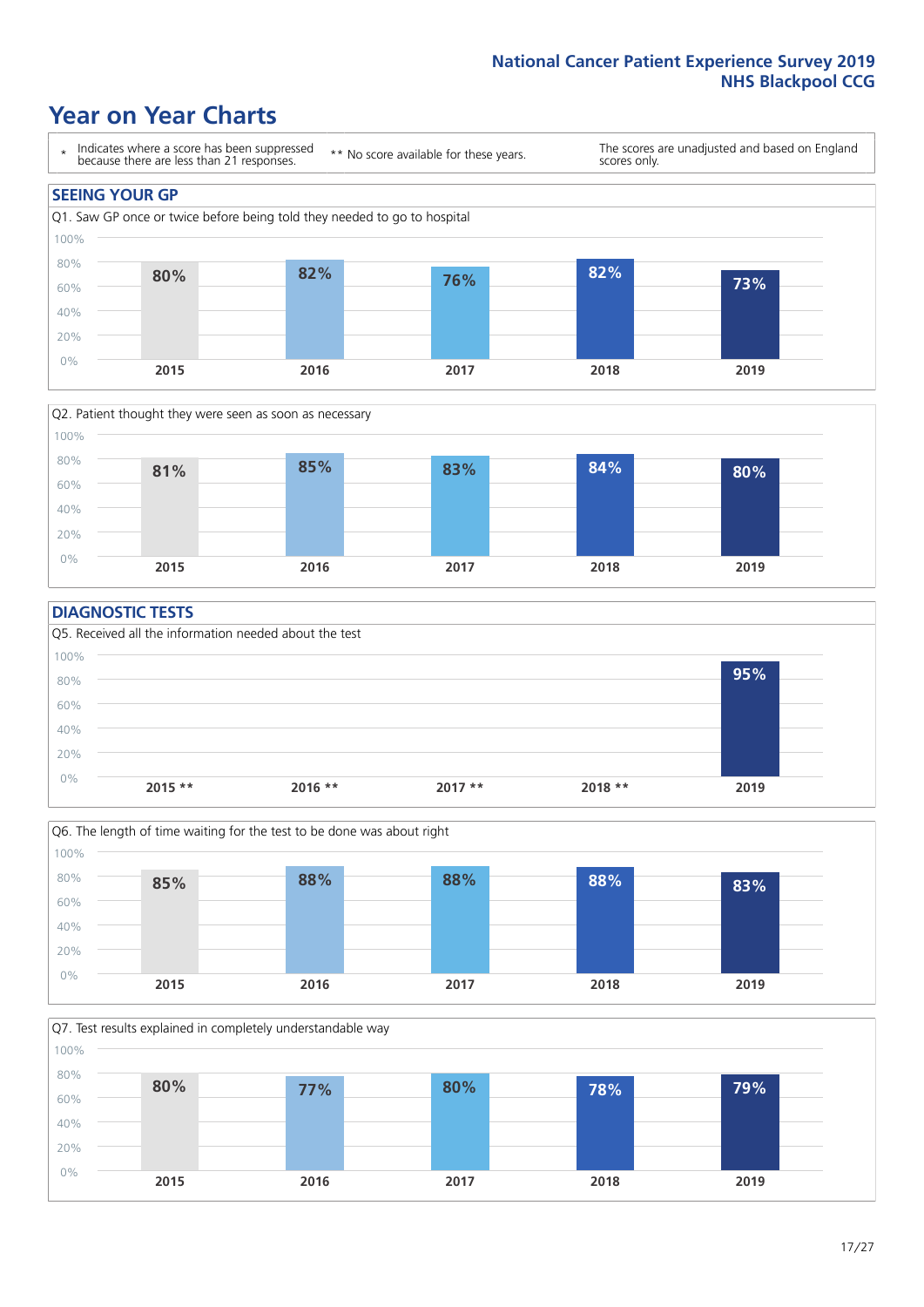# Year on Year Charts

\* Indicates where a score has been suppressed because there are less than 21 responses.

\*\* No score available for these years.

The scores are unadjusted and based on England scores only.

## SEEING YOUR GP

Q1. Saw GP once or twice before being told they needed to go to hospital

| 2015 | 2016 | 2017 | 2018 | 2019 |
|---|---|---|---|---|
| 80% | 82% | 76% | 82% | 73% |

Q2. Patient thought they were seen as soon as necessary

| 2015 | 2016 | 2017 | 2018 | 2019 |
|---|---|---|---|---|
| 81% | 85% | 83% | 84% | 80% |

## DIAGNOSTIC TESTS

Q5. Received all the information needed about the test

| 2015 ** | 2016 ** | 2017 ** | 2018 ** | 2019 |
|---|---|---|---|---|
| | | | | 95% |

Q6. The length of time waiting for the test to be done was about right

| 2015 | 2016 | 2017 | 2018 | 2019 |
|---|---|---|---|---|
| 85% | 88% | 88% | 88% | 83% |

Q7. Test results explained in completely understandable way

| 2015 | 2016 | 2017 | 2018 | 2019 |
|---|---|---|---|---|
| 80% | 77% | 80% | 78% | 79% |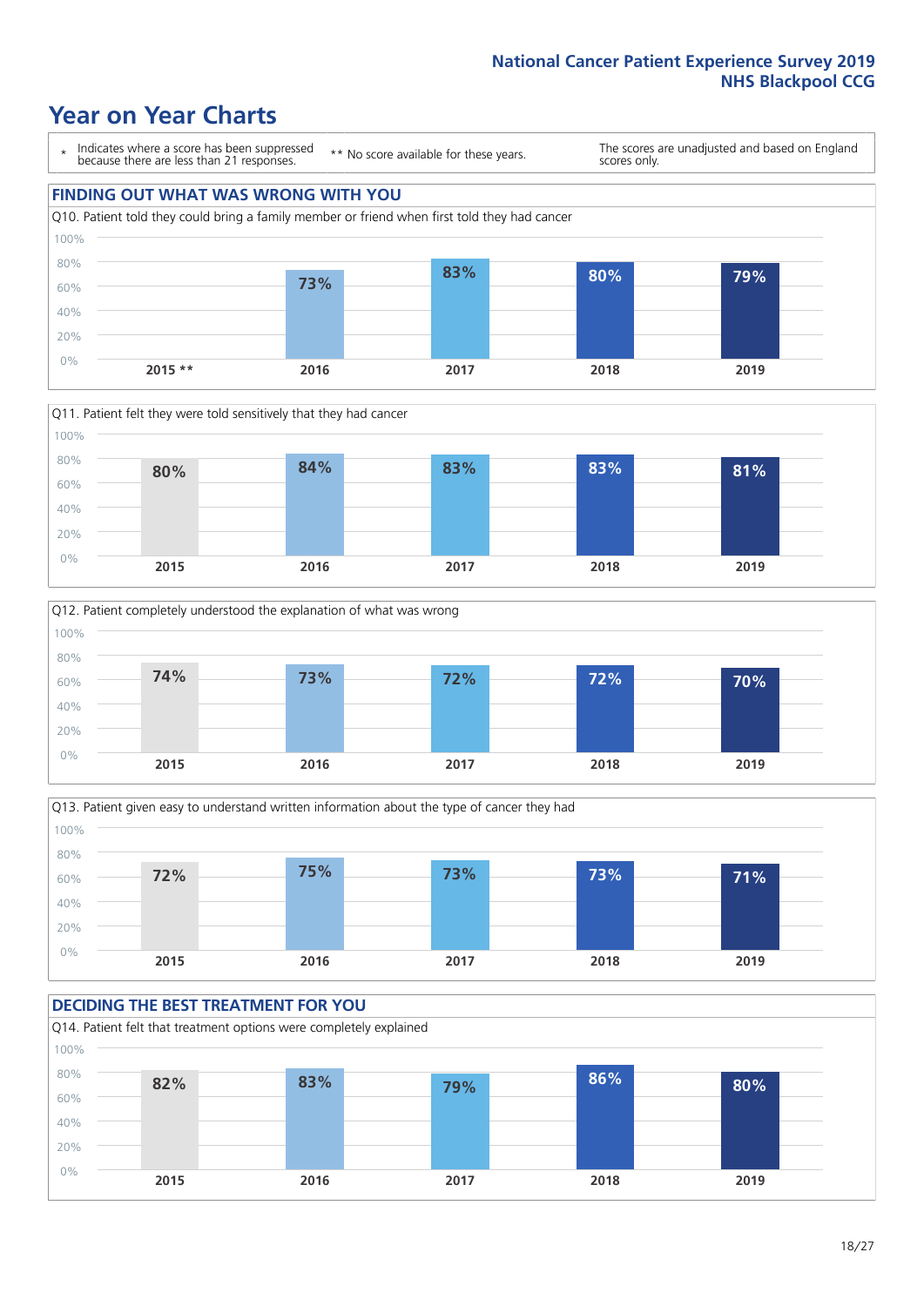# Year on Year Charts

\* Indicates where a score has been suppressed because there are less than 21 responses.

\*\* No score available for these years.

The scores are unadjusted and based on England scores only.

## FINDING OUT WHAT WAS WRONG WITH YOU

Q10. Patient told they could bring a family member or friend when first told they had cancer

| 2015 ** | 2016 | 2017 | 2018 | 2019 |
|---|---|---|---|---|
| | 73% | 83% | 80% | 79% |

Q11. Patient felt they were told sensitively that they had cancer

| 2015 | 2016 | 2017 | 2018 | 2019 |
|---|---|---|---|---|
| 80% | 84% | 83% | 83% | 81% |

Q12. Patient completely understood the explanation of what was wrong

| 2015 | 2016 | 2017 | 2018 | 2019 |
|---|---|---|---|---|
| 74% | 73% | 72% | 72% | 70% |

Q13. Patient given easy to understand written information about the type of cancer they had

| 2015 | 2016 | 2017 | 2018 | 2019 |
|---|---|---|---|---|
| 72% | 75% | 73% | 73% | 71% |

## DECIDING THE BEST TREATMENT FOR YOU

Q14. Patient felt that treatment options were completely explained

| 2015 | 2016 | 2017 | 2018 | 2019 |
|---|---|---|---|---|
| 82% | 83% | 79% | 86% | 80% |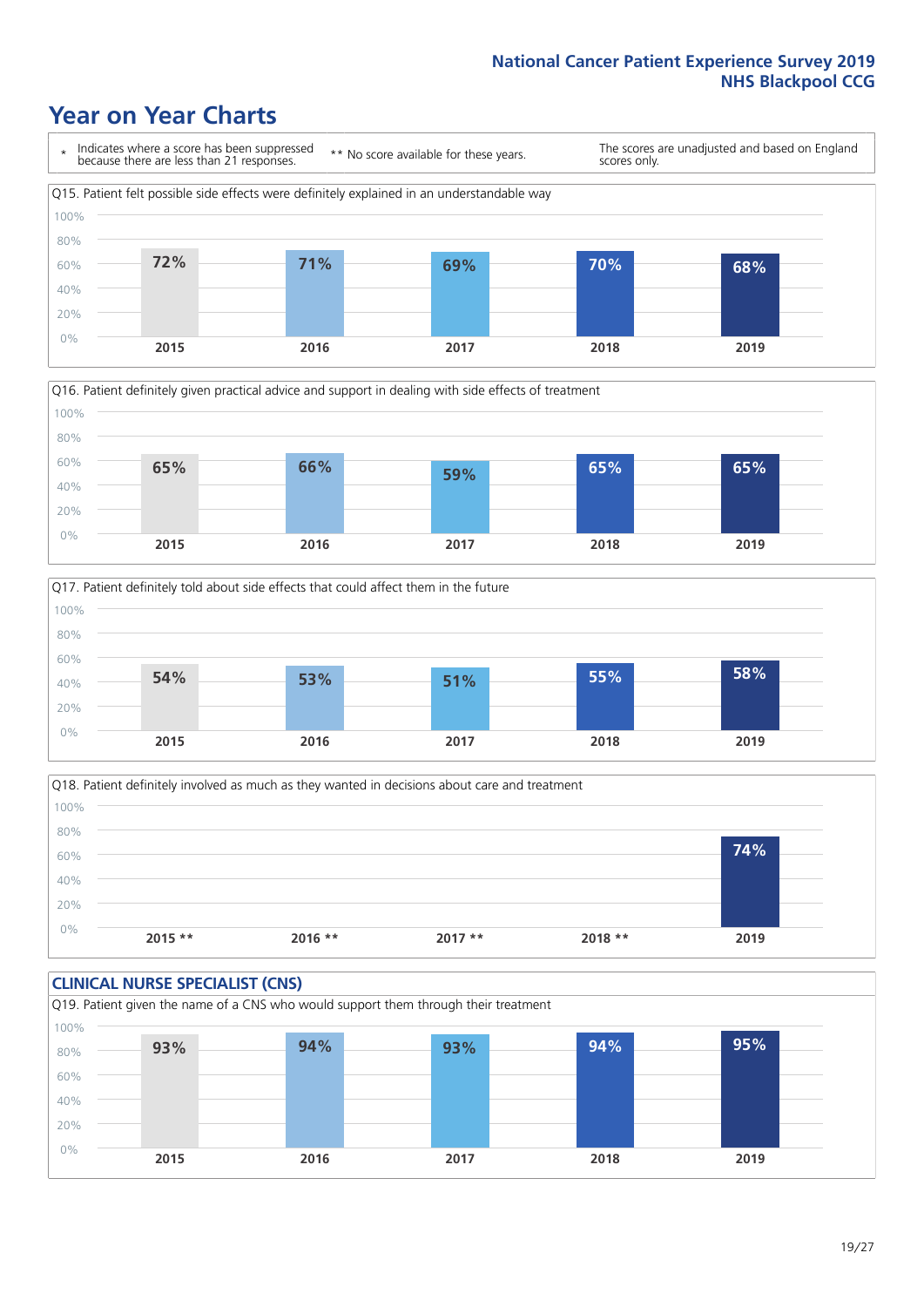# Year on Year Charts

\* Indicates where a score has been suppressed because there are less than 21 responses.

** No score available for these years.

The scores are unadjusted and based on England scores only.

Q15. Patient felt possible side effects were definitely explained in an understandable way

| 2015 | 2016 | 2017 | 2018 | 2019 |
|---|---|---|---|---|
| 72% | 71% | 69% | 70% | 68% |

Q16. Patient definitely given practical advice and support in dealing with side effects of treatment

| 2015 | 2016 | 2017 | 2018 | 2019 |
|---|---|---|---|---|
| 65% | 66% | 59% | 65% | 65% |

Q17. Patient definitely told about side effects that could affect them in the future

| 2015 | 2016 | 2017 | 2018 | 2019 |
|---|---|---|---|---|
| 54% | 53% | 51% | 55% | 58% |

Q18. Patient definitely involved as much as they wanted in decisions about care and treatment

| 2015 ** | 2016 ** | 2017 ** | 2018 ** | 2019 |
|---|---|---|---|---|
| | | | | 74% |

## CLINICAL NURSE SPECIALIST (CNS)

Q19. Patient given the name of a CNS who would support them through their treatment

| 2015 | 2016 | 2017 | 2018 | 2019 |
|---|---|---|---|---|
| 93% | 94% | 93% | 94% | 95% |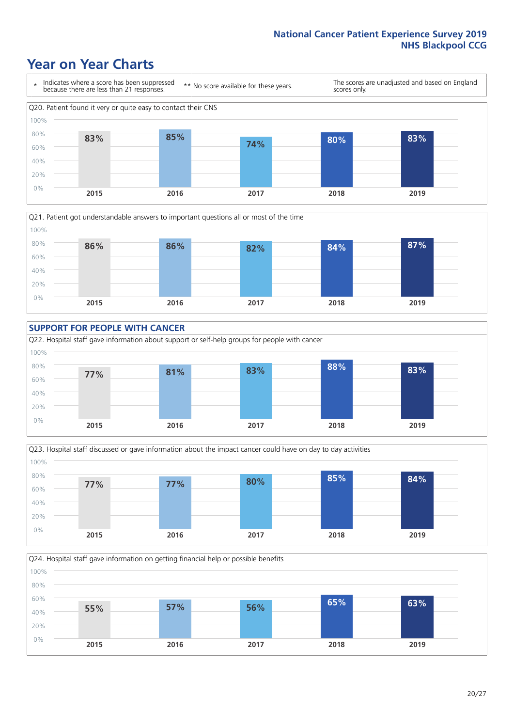# Year on Year Charts

\* Indicates where a score has been suppressed because there are less than 21 responses.

\*\* No score available for these years.

The scores are unadjusted and based on England scores only.

Q20. Patient found it very or quite easy to contact their CNS

| 2015 | 2016 | 2017 | 2018 | 2019 |
|---|---|---|---|---|
| 83% | 85% | 74% | 80% | 83% |

Q21. Patient got understandable answers to important questions all or most of the time

| 2015 | 2016 | 2017 | 2018 | 2019 |
|---|---|---|---|---|
| 86% | 86% | 82% | 84% | 87% |

## SUPPORT FOR PEOPLE WITH CANCER

Q22. Hospital staff gave information about support or self-help groups for people with cancer

| 2015 | 2016 | 2017 | 2018 | 2019 |
|---|---|---|---|---|
| 77% | 81% | 83% | 88% | 83% |

Q23. Hospital staff discussed or gave information about the impact cancer could have on day to day activities

| 2015 | 2016 | 2017 | 2018 | 2019 |
|---|---|---|---|---|
| 77% | 77% | 80% | 85% | 84% |

Q24. Hospital staff gave information on getting financial help or possible benefits

| 2015 | 2016 | 2017 | 2018 | 2019 |
|---|---|---|---|---|
| 55% | 57% | 56% | 65% | 63% |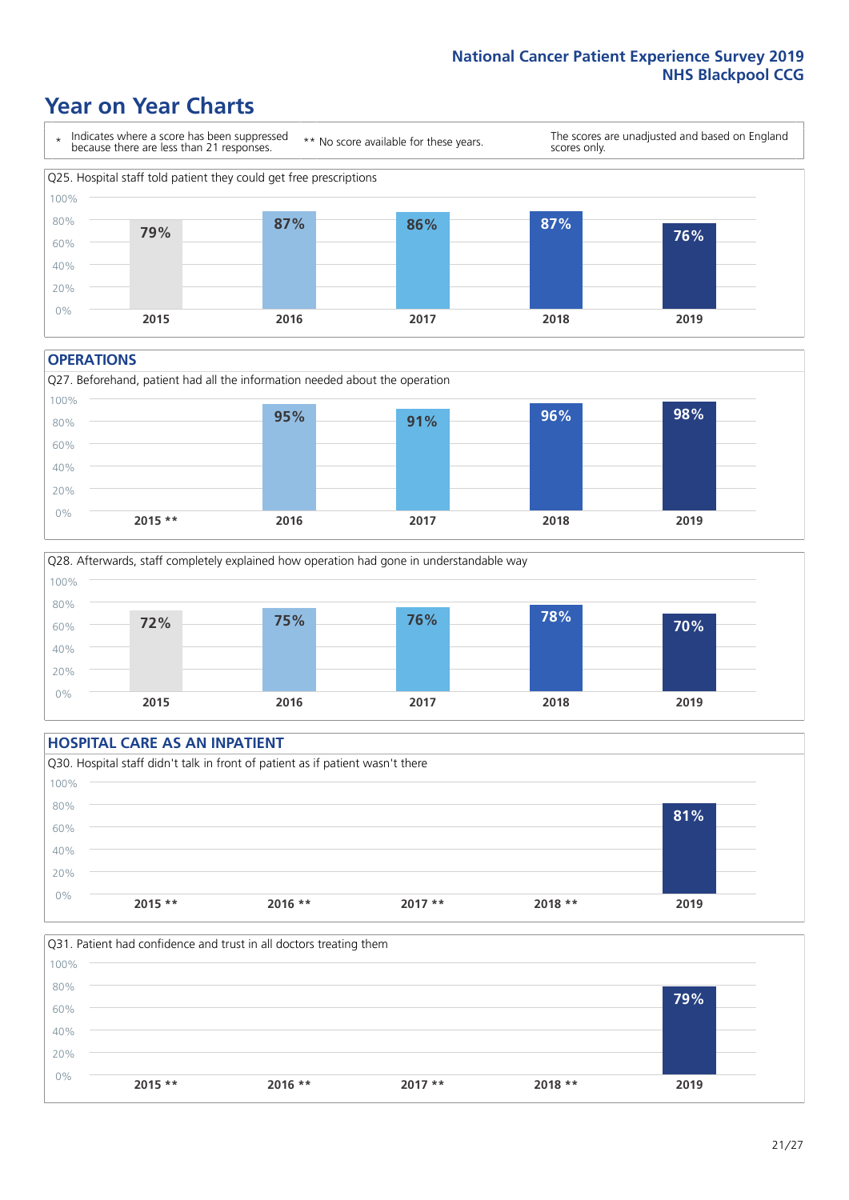# Year on Year Charts

\* Indicates where a score has been suppressed because there are less than 21 responses.

\*\* No score available for these years.

The scores are unadjusted and based on England scores only.

Q25. Hospital staff told patient they could get free prescriptions

| 2015 | 2016 | 2017 | 2018 | 2019 |
|---|---|---|---|---|
| 79% | 87% | 86% | 87% | 76% |

## OPERATIONS

Q27. Beforehand, patient had all the information needed about the operation

| 2015 ** | 2016 | 2017 | 2018 | 2019 |
|---|---|---|---|---|
| | 95% | 91% | 96% | 98% |

Q28. Afterwards, staff completely explained how operation had gone in understandable way

| 2015 | 2016 | 2017 | 2018 | 2019 |
|---|---|---|---|---|
| 72% | 75% | 76% | 78% | 70% |

## HOSPITAL CARE AS AN INPATIENT

Q30. Hospital staff didn't talk in front of patient as if patient wasn't there

| 2015 ** | 2016 ** | 2017 ** | 2018 ** | 2019 |
|---|---|---|---|---|
| | | | | 81% |

Q31. Patient had confidence and trust in all doctors treating them

| 2015 ** | 2016 ** | 2017 ** | 2018 ** | 2019 |
|---|---|---|---|---|
| | | | | 79% |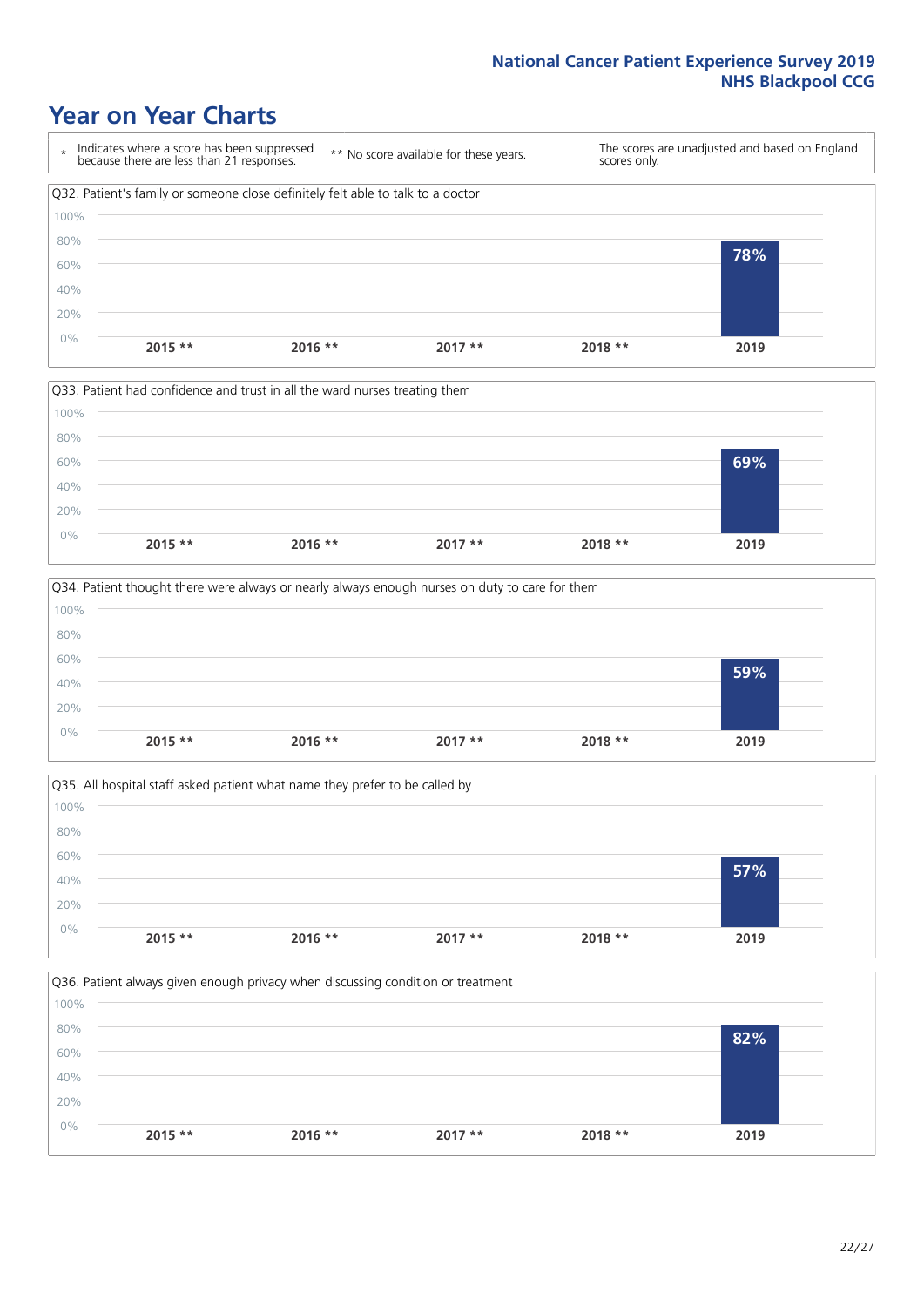## Year on Year Charts

| * Indicates where a score has been suppressed because there are less than 21 responses. | ** No score available for these years. | The scores are unadjusted and based on England scores only. |
|---|---|---|

Q32. Patient's family or someone close definitely felt able to talk to a doctor

| 2015 ** | 2016 ** | 2017 ** | 2018 ** | 2019 |
|---|---|---|---|---|
| | | | | 78% |

Q33. Patient had confidence and trust in all the ward nurses treating them

| 2015 ** | 2016 ** | 2017 ** | 2018 ** | 2019 |
|---|---|---|---|---|
| | | | | 69% |

Q34. Patient thought there were always or nearly always enough nurses on duty to care for them

| 2015 ** | 2016 ** | 2017 ** | 2018 ** | 2019 |
|---|---|---|---|---|
| | | | | 59% |

Q35. All hospital staff asked patient what name they prefer to be called by

| 2015 ** | 2016 ** | 2017 ** | 2018 ** | 2019 |
|---|---|---|---|---|
| | | | | 57% |

Q36. Patient always given enough privacy when discussing condition or treatment

| 2015 ** | 2016 ** | 2017 ** | 2018 ** | 2019 |
|---|---|---|---|---|
| | | | | 82% |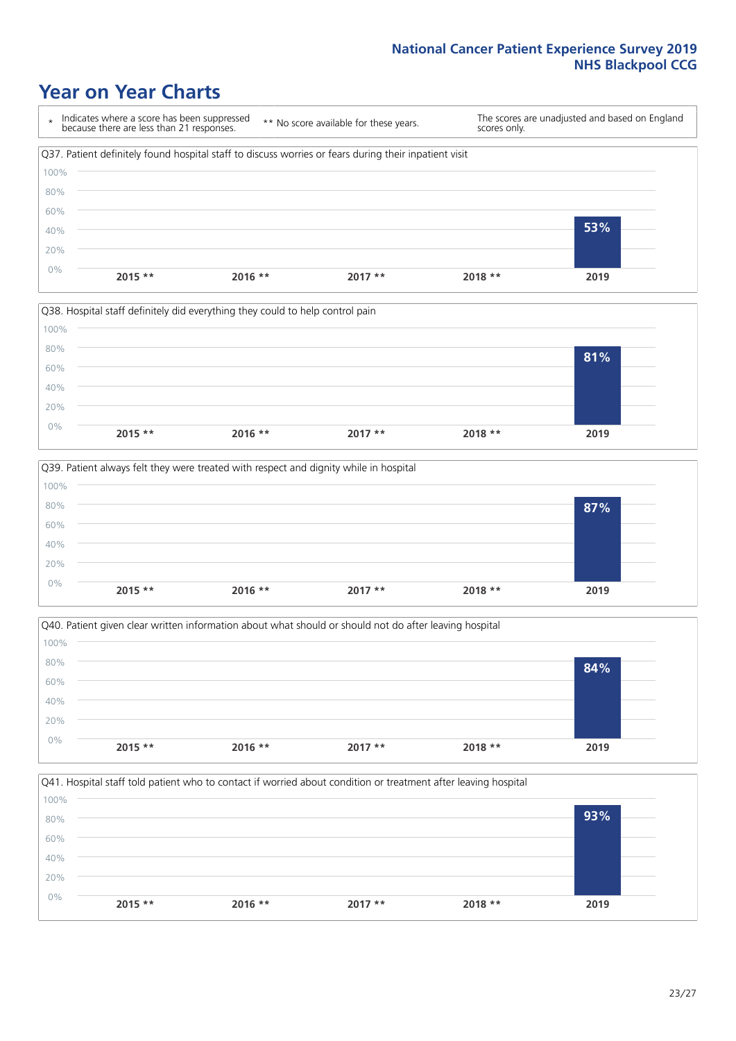## Year on Year Charts

\* Indicates where a score has been suppressed because there are less than 21 responses.

\*\* No score available for these years.

The scores are unadjusted and based on England scores only.

Q37. Patient definitely found hospital staff to discuss worries or fears during their inpatient visit

| 2015 ** | 2016 ** | 2017 ** | 2018 ** | 2019 |
|---|---|---|---|---|
| | | | | 53% |

Q38. Hospital staff definitely did everything they could to help control pain

| 2015 ** | 2016 ** | 2017 ** | 2018 ** | 2019 |
|---|---|---|---|---|
| | | | | 81% |

Q39. Patient always felt they were treated with respect and dignity while in hospital

| 2015 ** | 2016 ** | 2017 ** | 2018 ** | 2019 |
|---|---|---|---|---|
| | | | | 87% |

Q40. Patient given clear written information about what should or should not do after leaving hospital

| 2015 ** | 2016 ** | 2017 ** | 2018 ** | 2019 |
|---|---|---|---|---|
| | | | | 84% |

Q41. Hospital staff told patient who to contact if worried about condition or treatment after leaving hospital

| 2015 ** | 2016 ** | 2017 ** | 2018 ** | 2019 |
|---|---|---|---|---|
| | | | | 93% |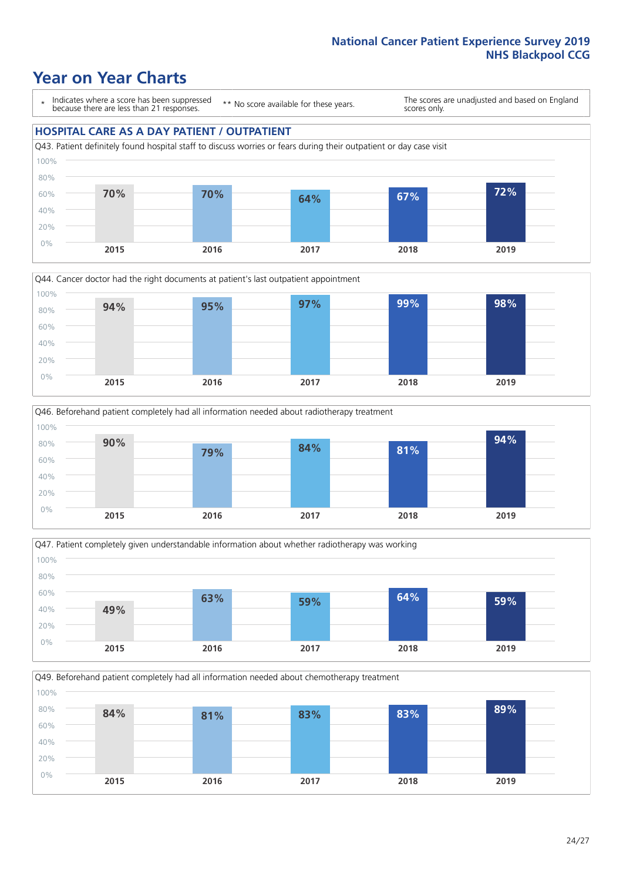# Year on Year Charts

\* Indicates where a score has been suppressed because there are less than 21 responses.

\*\* No score available for these years.

The scores are unadjusted and based on England scores only.

## HOSPITAL CARE AS A DAY PATIENT / OUTPATIENT

Q43. Patient definitely found hospital staff to discuss worries or fears during their outpatient or day case visit

| 2015 | 2016 | 2017 | 2018 | 2019 |
|---|---|---|---|---|
| 70% | 70% | 64% | 67% | 72% |

Q44. Cancer doctor had the right documents at patient's last outpatient appointment

| 2015 | 2016 | 2017 | 2018 | 2019 |
|---|---|---|---|---|
| 94% | 95% | 97% | 99% | 98% |

Q46. Beforehand patient completely had all information needed about radiotherapy treatment

| 2015 | 2016 | 2017 | 2018 | 2019 |
|---|---|---|---|---|
| 90% | 79% | 84% | 81% | 94% |

Q47. Patient completely given understandable information about whether radiotherapy was working

| 2015 | 2016 | 2017 | 2018 | 2019 |
|---|---|---|---|---|
| 49% | 63% | 59% | 64% | 59% |

Q49. Beforehand patient completely had all information needed about chemotherapy treatment

| 2015 | 2016 | 2017 | 2018 | 2019 |
|---|---|---|---|---|
| 84% | 81% | 83% | 83% | 89% |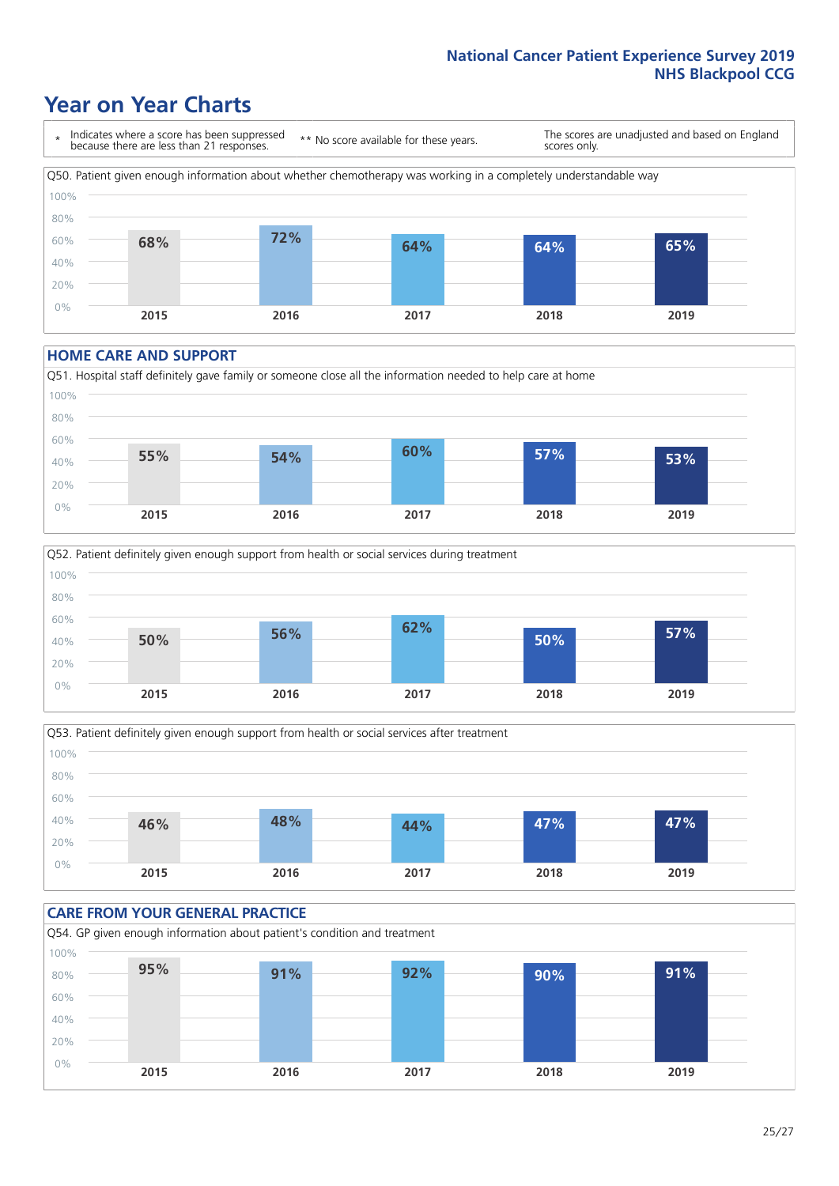# Year on Year Charts

\* Indicates where a score has been suppressed because there are less than 21 responses.

\*\* No score available for these years.

The scores are unadjusted and based on England scores only.

Q50. Patient given enough information about whether chemotherapy was working in a completely understandable way

| 2015 | 2016 | 2017 | 2018 | 2019 |
|---|---|---|---|---|
| 68% | 72% | 64% | 64% | 65% |

## HOME CARE AND SUPPORT

Q51. Hospital staff definitely gave family or someone close all the information needed to help care at home

| 2015 | 2016 | 2017 | 2018 | 2019 |
|---|---|---|---|---|
| 55% | 54% | 60% | 57% | 53% |

Q52. Patient definitely given enough support from health or social services during treatment

| 2015 | 2016 | 2017 | 2018 | 2019 |
|---|---|---|---|---|
| 50% | 56% | 62% | 50% | 57% |

Q53. Patient definitely given enough support from health or social services after treatment

| 2015 | 2016 | 2017 | 2018 | 2019 |
|---|---|---|---|---|
| 46% | 48% | 44% | 47% | 47% |

## CARE FROM YOUR GENERAL PRACTICE

Q54. GP given enough information about patient's condition and treatment

| 2015 | 2016 | 2017 | 2018 | 2019 |
|---|---|---|---|---|
| 95% | 91% | 92% | 90% | 91% |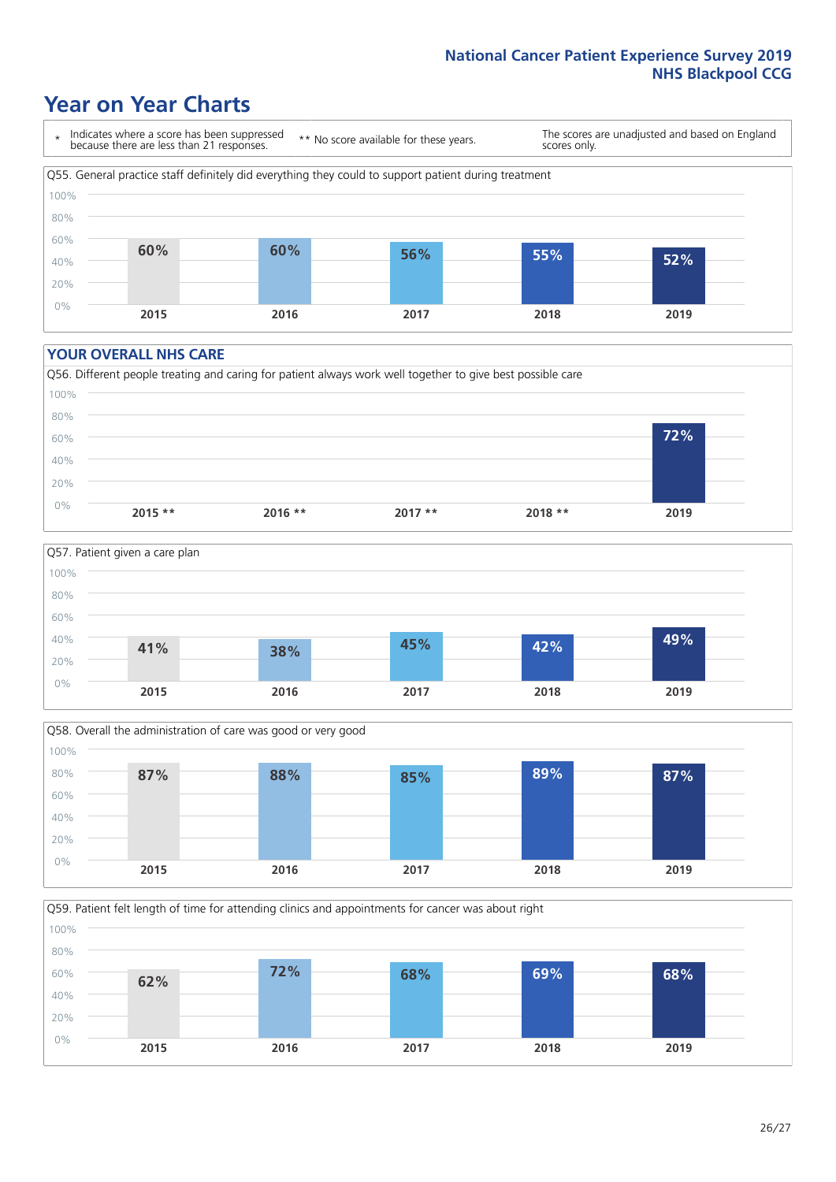# Year on Year Charts

\* Indicates where a score has been suppressed because there are less than 21 responses.

\*\* No score available for these years.

The scores are unadjusted and based on England scores only.

Q55. General practice staff definitely did everything they could to support patient during treatment

| 2015 | 2016 | 2017 | 2018 | 2019 |
|---|---|---|---|---|
| 60% | 60% | 56% | 55% | 52% |

## YOUR OVERALL NHS CARE

Q56. Different people treating and caring for patient always work well together to give best possible care

| 2015 ** | 2016 ** | 2017 ** | 2018 ** | 2019 |
|---|---|---|---|---|
| | | | | 72% |

Q57. Patient given a care plan

| 2015 | 2016 | 2017 | 2018 | 2019 |
|---|---|---|---|---|
| 41% | 38% | 45% | 42% | 49% |

Q58. Overall the administration of care was good or very good

| 2015 | 2016 | 2017 | 2018 | 2019 |
|---|---|---|---|---|
| 87% | 88% | 85% | 89% | 87% |

Q59. Patient felt length of time for attending clinics and appointments for cancer was about right

| 2015 | 2016 | 2017 | 2018 | 2019 |
|---|---|---|---|---|
| 62% | 72% | 68% | 69% | 68% |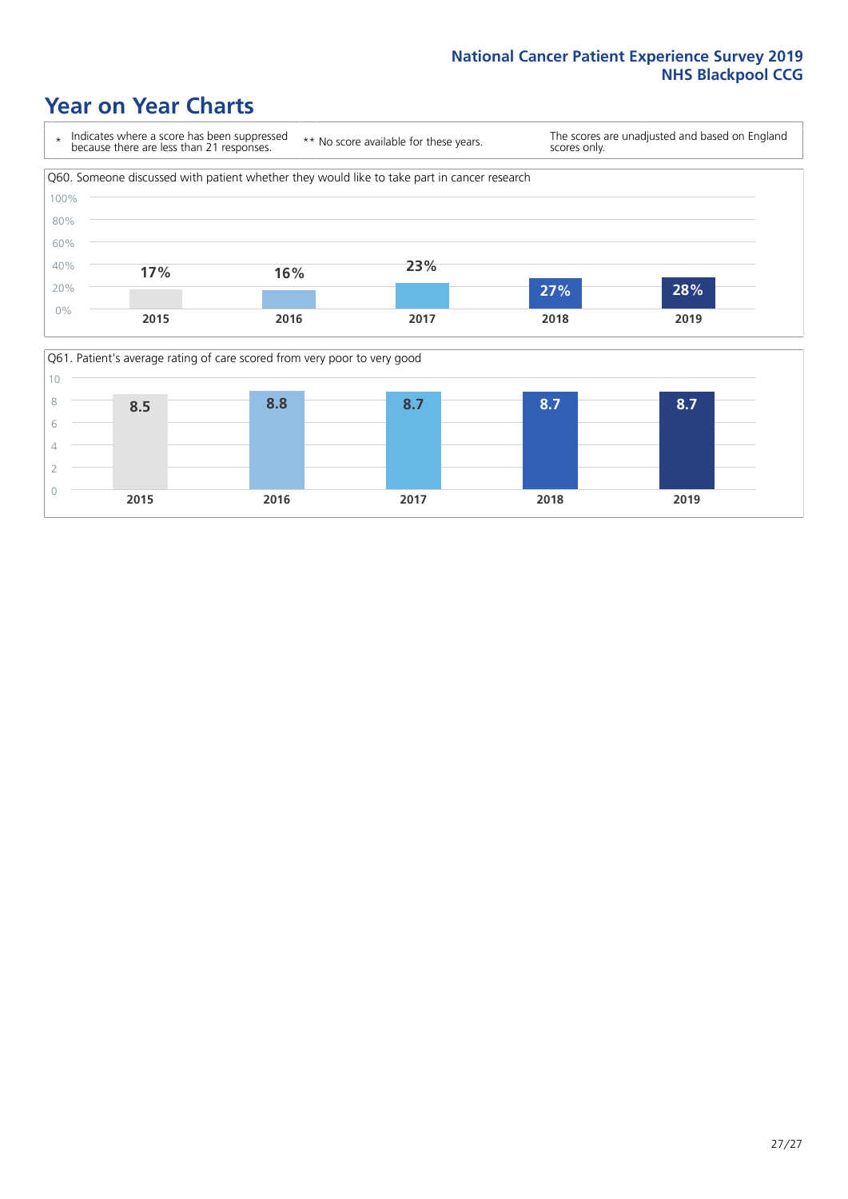# Year on Year Charts

\* Indicates where a score has been suppressed because there are less than 21 responses.

\*\* No score available for these years.

The scores are unadjusted and based on England scores only.

Q60. Someone discussed with patient whether they would like to take part in cancer research

100%
80%
60%
40%
20%
0%

17% 2015
16% 2016
23% 2017
27% 2018
28% 2019

Q61. Patient's average rating of care scored from very poor to very good

10
8
6
4
2
0

8.5 2015
8.8 2016
8.7 2017
8.7 2018
8.7 2019